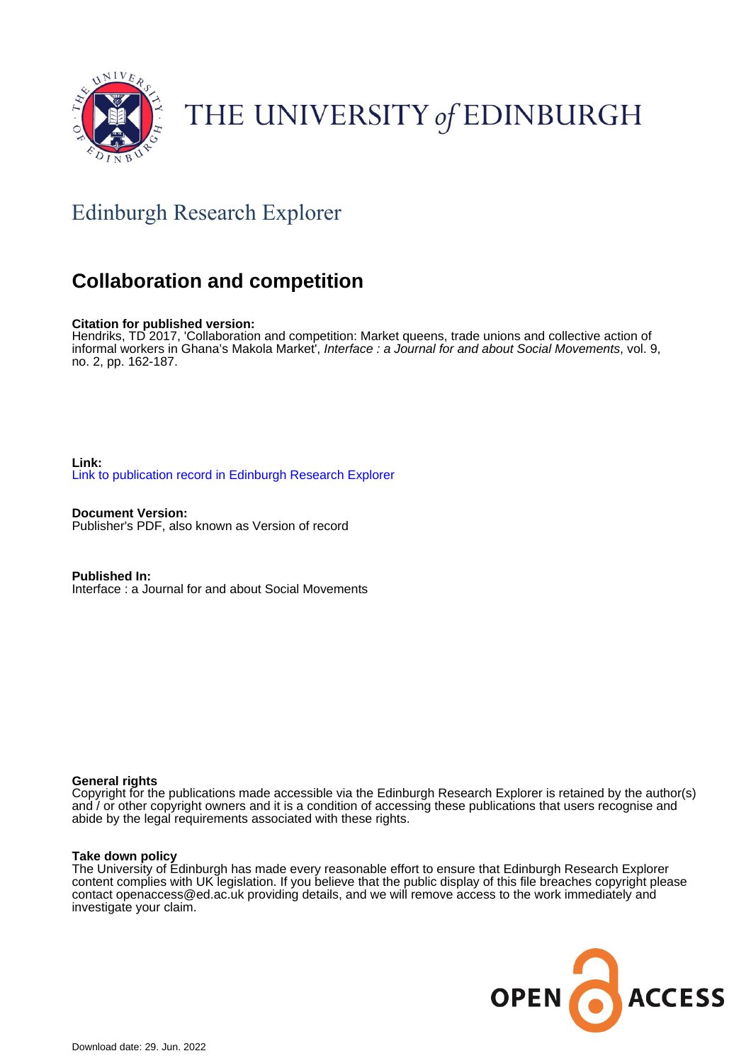THE UNIVERSITY of EDINBURGH

Edinburgh Research Explorer

# Collaboration and competition

**Citation for published version:**
Hendriks, TD 2017, 'Collaboration and competition: Market queens, trade unions and collective action of informal workers in Ghana's Makola Market', *Interface : a Journal for and about Social Movements*, vol. 9, no. 2, pp. 162-187.

**Link:**
Link to publication record in Edinburgh Research Explorer

**Document Version:**
Publisher's PDF, also known as Version of record

**Published In:**
Interface : a Journal for and about Social Movements

**General rights**
Copyright for the publications made accessible via the Edinburgh Research Explorer is retained by the author(s) and / or other copyright owners and it is a condition of accessing these publications that users recognise and abide by the legal requirements associated with these rights.

**Take down policy**
The University of Edinburgh has made every reasonable effort to ensure that Edinburgh Research Explorer content complies with UK legislation. If you believe that the public display of this file breaches copyright please contact openaccess@ed.ac.uk providing details, and we will remove access to the work immediately and investigate your claim.

Download date: 29. Jun. 2022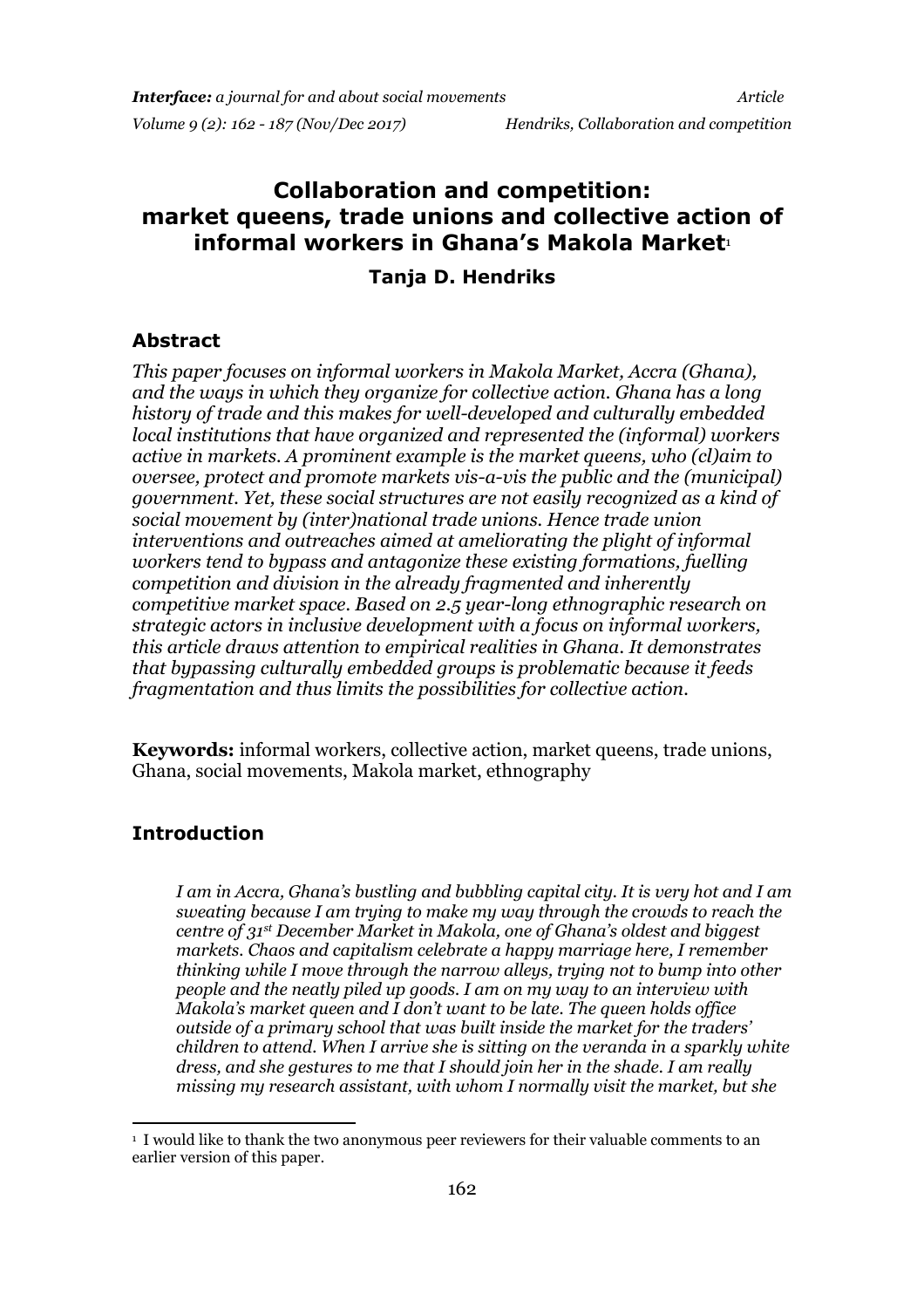# Collaboration and competition: market queens, trade unions and collective action of informal workers in Ghana's Makola Market[1]

**Tanja D. Hendriks**

## Abstract

*This paper focuses on informal workers in Makola Market, Accra (Ghana), and the ways in which they organize for collective action. Ghana has a long history of trade and this makes for well-developed and culturally embedded local institutions that have organized and represented the (informal) workers active in markets. A prominent example is the market queens, who (cl)aim to oversee, protect and promote markets vis-a-vis the public and the (municipal) government. Yet, these social structures are not easily recognized as a kind of social movement by (inter)national trade unions. Hence trade union interventions and outreaches aimed at ameliorating the plight of informal workers tend to bypass and antagonize these existing formations, fuelling competition and division in the already fragmented and inherently competitive market space. Based on 2.5 year-long ethnographic research on strategic actors in inclusive development with a focus on informal workers, this article draws attention to empirical realities in Ghana. It demonstrates that bypassing culturally embedded groups is problematic because it feeds fragmentation and thus limits the possibilities for collective action.*

**Keywords:** informal workers, collective action, market queens, trade unions, Ghana, social movements, Makola market, ethnography

## Introduction

> *I am in Accra, Ghana's bustling and bubbling capital city. It is very hot and I am sweating because I am trying to make my way through the crowds to reach the centre of 31st December Market in Makola, one of Ghana's oldest and biggest markets. Chaos and capitalism celebrate a happy marriage here, I remember thinking while I move through the narrow alleys, trying not to bump into other people and the neatly piled up goods. I am on my way to an interview with Makola's market queen and I don't want to be late. The queen holds office outside of a primary school that was built inside the market for the traders' children to attend. When I arrive she is sitting on the veranda in a sparkly white dress, and she gestures to me that I should join her in the shade. I am really missing my research assistant, with whom I normally visit the market, but she*

[1] I would like to thank the two anonymous peer reviewers for their valuable comments to an earlier version of this paper.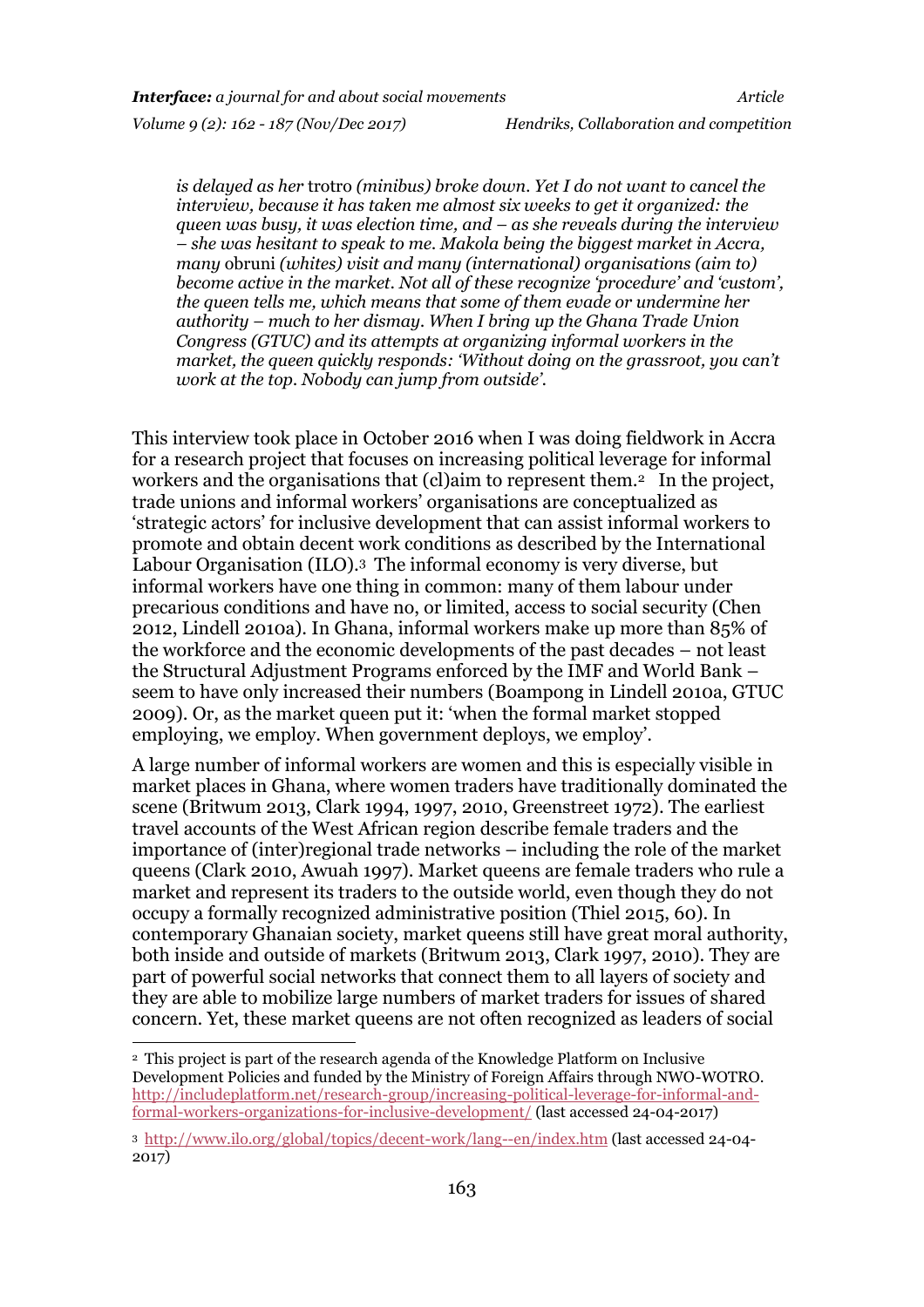*is delayed as her* trotro *(minibus) broke down. Yet I do not want to cancel the interview, because it has taken me almost six weeks to get it organized: the queen was busy, it was election time, and – as she reveals during the interview – she was hesitant to speak to me. Makola being the biggest market in Accra, many* obruni *(whites) visit and many (international) organisations (aim to) become active in the market. Not all of these recognize 'procedure' and 'custom', the queen tells me, which means that some of them evade or undermine her authority – much to her dismay. When I bring up the Ghana Trade Union Congress (GTUC) and its attempts at organizing informal workers in the market, the queen quickly responds: 'Without doing on the grassroot, you can't work at the top. Nobody can jump from outside'.*

This interview took place in October 2016 when I was doing fieldwork in Accra for a research project that focuses on increasing political leverage for informal workers and the organisations that (cl)aim to represent them.[2] In the project, trade unions and informal workers' organisations are conceptualized as 'strategic actors' for inclusive development that can assist informal workers to promote and obtain decent work conditions as described by the International Labour Organisation (ILO).[3] The informal economy is very diverse, but informal workers have one thing in common: many of them labour under precarious conditions and have no, or limited, access to social security (Chen 2012, Lindell 2010a). In Ghana, informal workers make up more than 85% of the workforce and the economic developments of the past decades – not least the Structural Adjustment Programs enforced by the IMF and World Bank – seem to have only increased their numbers (Boampong in Lindell 2010a, GTUC 2009). Or, as the market queen put it: 'when the formal market stopped employing, we employ. When government deploys, we employ'.

A large number of informal workers are women and this is especially visible in market places in Ghana, where women traders have traditionally dominated the scene (Britwum 2013, Clark 1994, 1997, 2010, Greenstreet 1972). The earliest travel accounts of the West African region describe female traders and the importance of (inter)regional trade networks – including the role of the market queens (Clark 2010, Awuah 1997). Market queens are female traders who rule a market and represent its traders to the outside world, even though they do not occupy a formally recognized administrative position (Thiel 2015, 60). In contemporary Ghanaian society, market queens still have great moral authority, both inside and outside of markets (Britwum 2013, Clark 1997, 2010). They are part of powerful social networks that connect them to all layers of society and they are able to mobilize large numbers of market traders for issues of shared concern. Yet, these market queens are not often recognized as leaders of social

[2] This project is part of the research agenda of the Knowledge Platform on Inclusive Development Policies and funded by the Ministry of Foreign Affairs through NWO-WOTRO. http://includeplatform.net/research-group/increasing-political-leverage-for-informal-and-formal-workers-organizations-for-inclusive-development/ (last accessed 24-04-2017)

[3] http://www.ilo.org/global/topics/decent-work/lang--en/index.htm (last accessed 24-04-2017)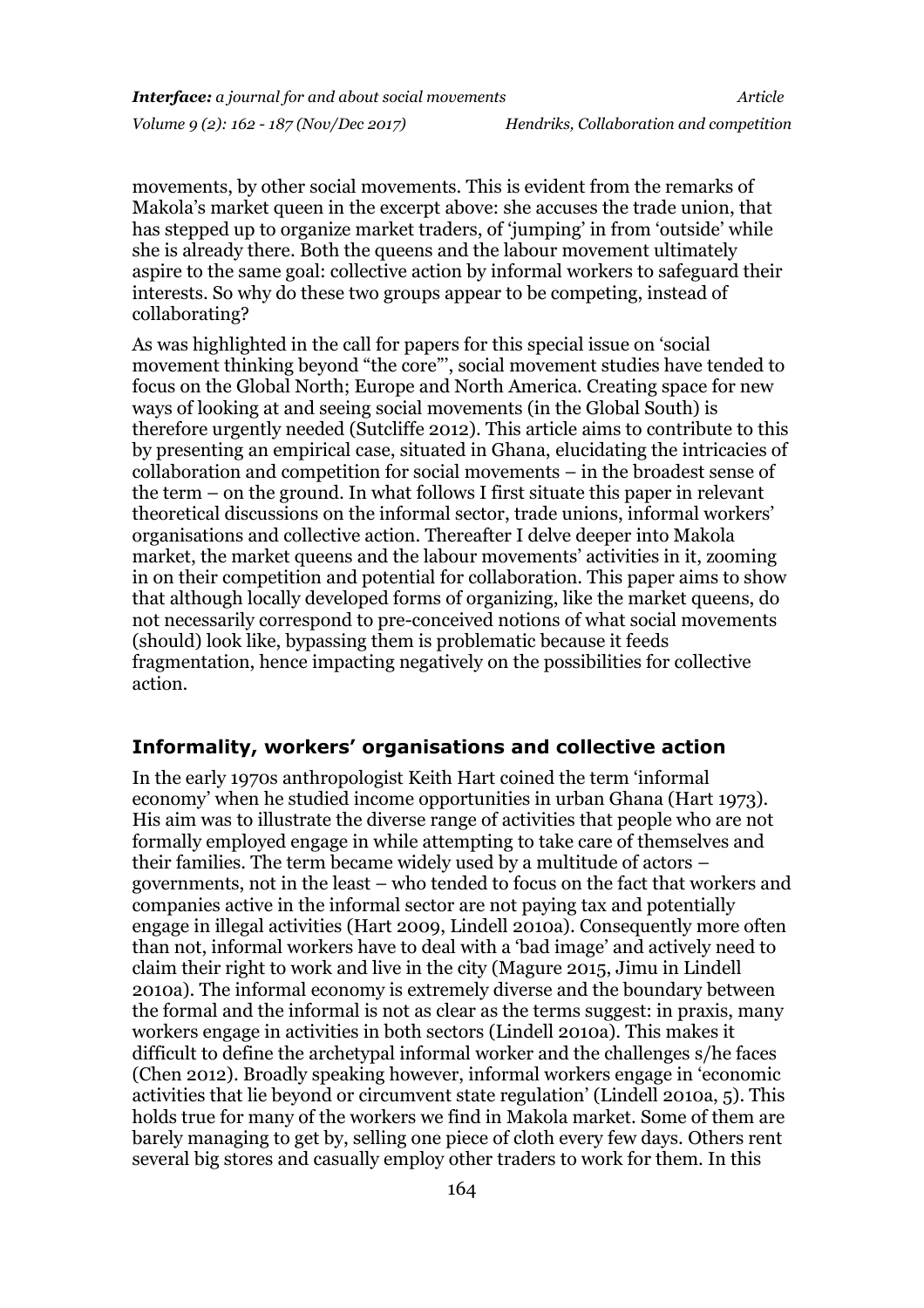movements, by other social movements. This is evident from the remarks of Makola's market queen in the excerpt above: she accuses the trade union, that has stepped up to organize market traders, of 'jumping' in from 'outside' while she is already there. Both the queens and the labour movement ultimately aspire to the same goal: collective action by informal workers to safeguard their interests. So why do these two groups appear to be competing, instead of collaborating?

As was highlighted in the call for papers for this special issue on 'social movement thinking beyond "the core"', social movement studies have tended to focus on the Global North; Europe and North America. Creating space for new ways of looking at and seeing social movements (in the Global South) is therefore urgently needed (Sutcliffe 2012). This article aims to contribute to this by presenting an empirical case, situated in Ghana, elucidating the intricacies of collaboration and competition for social movements – in the broadest sense of the term – on the ground. In what follows I first situate this paper in relevant theoretical discussions on the informal sector, trade unions, informal workers' organisations and collective action. Thereafter I delve deeper into Makola market, the market queens and the labour movements' activities in it, zooming in on their competition and potential for collaboration. This paper aims to show that although locally developed forms of organizing, like the market queens, do not necessarily correspond to pre-conceived notions of what social movements (should) look like, bypassing them is problematic because it feeds fragmentation, hence impacting negatively on the possibilities for collective action.

## Informality, workers' organisations and collective action

In the early 1970s anthropologist Keith Hart coined the term 'informal economy' when he studied income opportunities in urban Ghana (Hart 1973). His aim was to illustrate the diverse range of activities that people who are not formally employed engage in while attempting to take care of themselves and their families. The term became widely used by a multitude of actors – governments, not in the least – who tended to focus on the fact that workers and companies active in the informal sector are not paying tax and potentially engage in illegal activities (Hart 2009, Lindell 2010a). Consequently more often than not, informal workers have to deal with a 'bad image' and actively need to claim their right to work and live in the city (Magure 2015, Jimu in Lindell 2010a). The informal economy is extremely diverse and the boundary between the formal and the informal is not as clear as the terms suggest: in praxis, many workers engage in activities in both sectors (Lindell 2010a). This makes it difficult to define the archetypal informal worker and the challenges s/he faces (Chen 2012). Broadly speaking however, informal workers engage in 'economic activities that lie beyond or circumvent state regulation' (Lindell 2010a, 5). This holds true for many of the workers we find in Makola market. Some of them are barely managing to get by, selling one piece of cloth every few days. Others rent several big stores and casually employ other traders to work for them. In this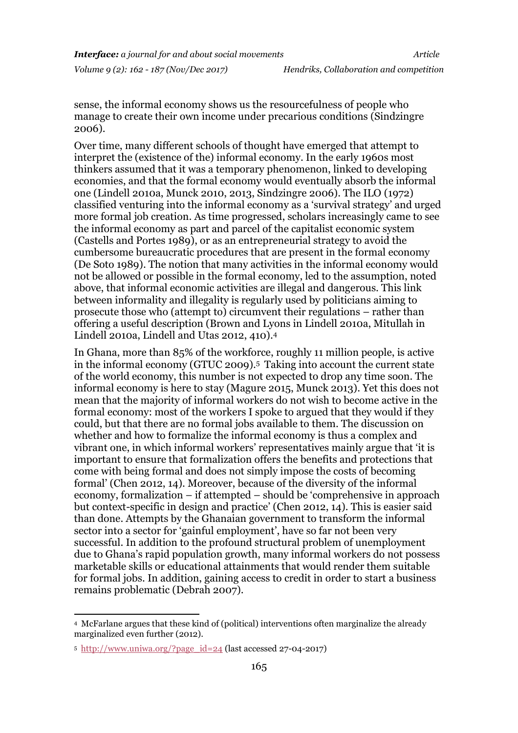sense, the informal economy shows us the resourcefulness of people who manage to create their own income under precarious conditions (Sindzingre 2006).

Over time, many different schools of thought have emerged that attempt to interpret the (existence of the) informal economy. In the early 1960s most thinkers assumed that it was a temporary phenomenon, linked to developing economies, and that the formal economy would eventually absorb the informal one (Lindell 2010a, Munck 2010, 2013, Sindzingre 2006). The ILO (1972) classified venturing into the informal economy as a 'survival strategy' and urged more formal job creation. As time progressed, scholars increasingly came to see the informal economy as part and parcel of the capitalist economic system (Castells and Portes 1989), or as an entrepreneurial strategy to avoid the cumbersome bureaucratic procedures that are present in the formal economy (De Soto 1989). The notion that many activities in the informal economy would not be allowed or possible in the formal economy, led to the assumption, noted above, that informal economic activities are illegal and dangerous. This link between informality and illegality is regularly used by politicians aiming to prosecute those who (attempt to) circumvent their regulations – rather than offering a useful description (Brown and Lyons in Lindell 2010a, Mitullah in Lindell 2010a, Lindell and Utas 2012, 410).[4]

In Ghana, more than 85% of the workforce, roughly 11 million people, is active in the informal economy (GTUC 2009).[5] Taking into account the current state of the world economy, this number is not expected to drop any time soon. The informal economy is here to stay (Magure 2015, Munck 2013). Yet this does not mean that the majority of informal workers do not wish to become active in the formal economy: most of the workers I spoke to argued that they would if they could, but that there are no formal jobs available to them. The discussion on whether and how to formalize the informal economy is thus a complex and vibrant one, in which informal workers' representatives mainly argue that 'it is important to ensure that formalization offers the benefits and protections that come with being formal and does not simply impose the costs of becoming formal' (Chen 2012, 14). Moreover, because of the diversity of the informal economy, formalization – if attempted – should be 'comprehensive in approach but context-specific in design and practice' (Chen 2012, 14). This is easier said than done. Attempts by the Ghanaian government to transform the informal sector into a sector for 'gainful employment', have so far not been very successful. In addition to the profound structural problem of unemployment due to Ghana's rapid population growth, many informal workers do not possess marketable skills or educational attainments that would render them suitable for formal jobs. In addition, gaining access to credit in order to start a business remains problematic (Debrah 2007).

---

[4] McFarlane argues that these kind of (political) interventions often marginalize the already marginalized even further (2012).

[5] http://www.uniwa.org/?page_id=24 (last accessed 27-04-2017)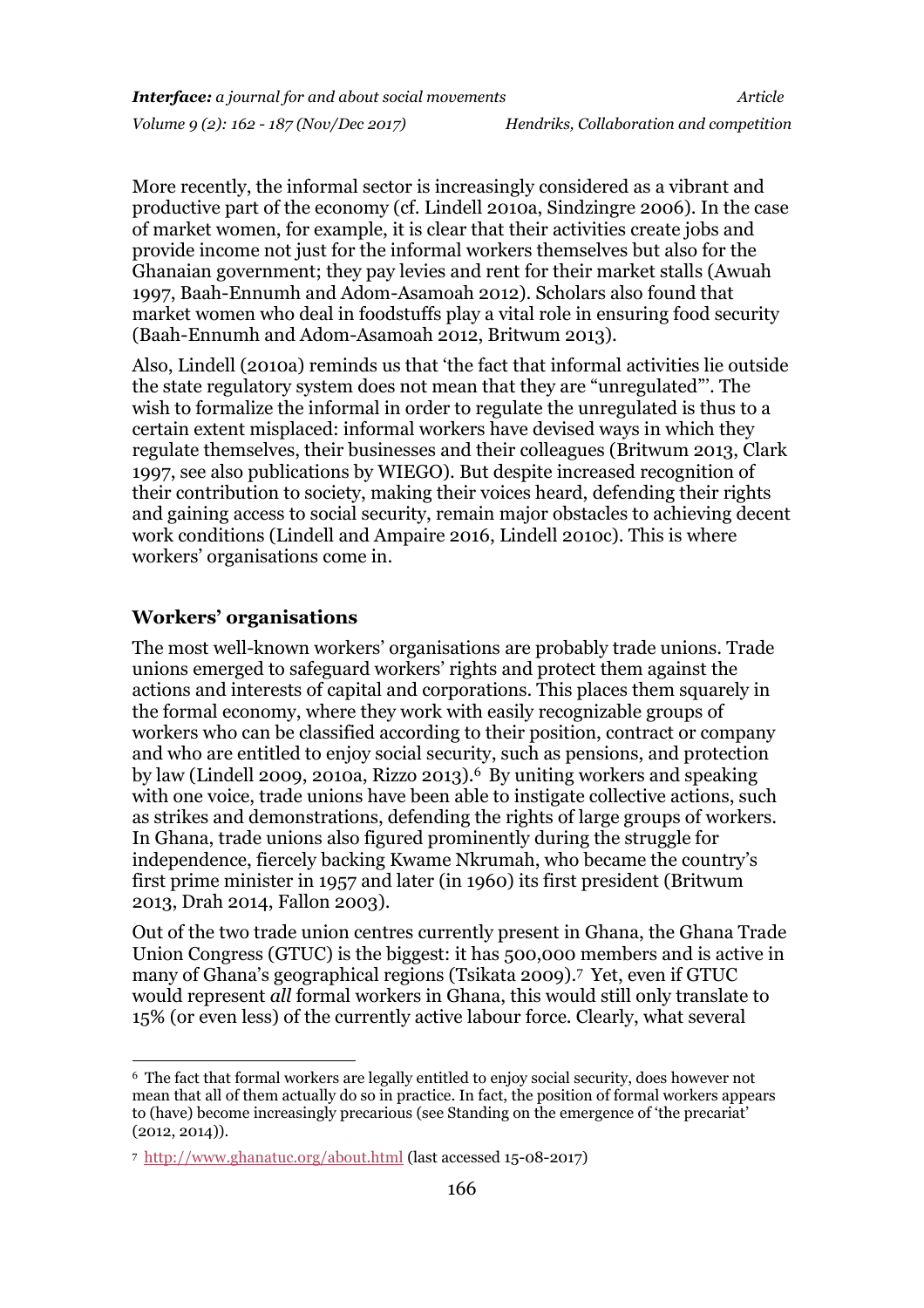More recently, the informal sector is increasingly considered as a vibrant and productive part of the economy (cf. Lindell 2010a, Sindzingre 2006). In the case of market women, for example, it is clear that their activities create jobs and provide income not just for the informal workers themselves but also for the Ghanaian government; they pay levies and rent for their market stalls (Awuah 1997, Baah-Ennumh and Adom-Asamoah 2012). Scholars also found that market women who deal in foodstuffs play a vital role in ensuring food security (Baah-Ennumh and Adom-Asamoah 2012, Britwum 2013).

Also, Lindell (2010a) reminds us that 'the fact that informal activities lie outside the state regulatory system does not mean that they are "unregulated"'. The wish to formalize the informal in order to regulate the unregulated is thus to a certain extent misplaced: informal workers have devised ways in which they regulate themselves, their businesses and their colleagues (Britwum 2013, Clark 1997, see also publications by WIEGO). But despite increased recognition of their contribution to society, making their voices heard, defending their rights and gaining access to social security, remain major obstacles to achieving decent work conditions (Lindell and Ampaire 2016, Lindell 2010c). This is where workers' organisations come in.

## Workers' organisations

The most well-known workers' organisations are probably trade unions. Trade unions emerged to safeguard workers' rights and protect them against the actions and interests of capital and corporations. This places them squarely in the formal economy, where they work with easily recognizable groups of workers who can be classified according to their position, contract or company and who are entitled to enjoy social security, such as pensions, and protection by law (Lindell 2009, 2010a, Rizzo 2013).[6] By uniting workers and speaking with one voice, trade unions have been able to instigate collective actions, such as strikes and demonstrations, defending the rights of large groups of workers. In Ghana, trade unions also figured prominently during the struggle for independence, fiercely backing Kwame Nkrumah, who became the country's first prime minister in 1957 and later (in 1960) its first president (Britwum 2013, Drah 2014, Fallon 2003).

Out of the two trade union centres currently present in Ghana, the Ghana Trade Union Congress (GTUC) is the biggest: it has 500,000 members and is active in many of Ghana's geographical regions (Tsikata 2009).[7] Yet, even if GTUC would represent *all* formal workers in Ghana, this would still only translate to 15% (or even less) of the currently active labour force. Clearly, what several

---

[6] The fact that formal workers are legally entitled to enjoy social security, does however not mean that all of them actually do so in practice. In fact, the position of formal workers appears to (have) become increasingly precarious (see Standing on the emergence of 'the precariat' (2012, 2014)).

[7] http://www.ghanatuc.org/about.html (last accessed 15-08-2017)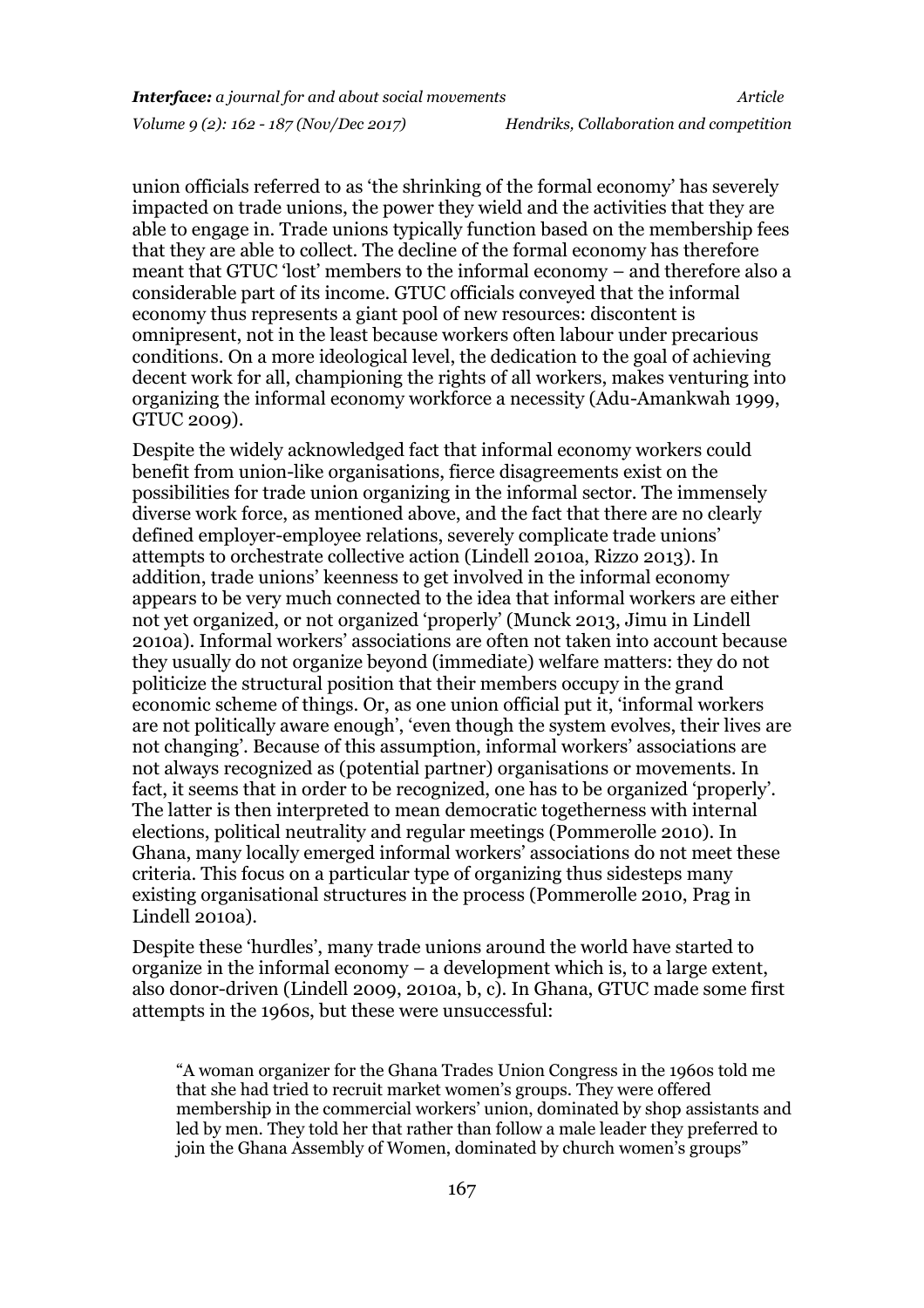union officials referred to as 'the shrinking of the formal economy' has severely impacted on trade unions, the power they wield and the activities that they are able to engage in. Trade unions typically function based on the membership fees that they are able to collect. The decline of the formal economy has therefore meant that GTUC 'lost' members to the informal economy – and therefore also a considerable part of its income. GTUC officials conveyed that the informal economy thus represents a giant pool of new resources: discontent is omnipresent, not in the least because workers often labour under precarious conditions. On a more ideological level, the dedication to the goal of achieving decent work for all, championing the rights of all workers, makes venturing into organizing the informal economy workforce a necessity (Adu-Amankwah 1999, GTUC 2009).

Despite the widely acknowledged fact that informal economy workers could benefit from union-like organisations, fierce disagreements exist on the possibilities for trade union organizing in the informal sector. The immensely diverse work force, as mentioned above, and the fact that there are no clearly defined employer-employee relations, severely complicate trade unions' attempts to orchestrate collective action (Lindell 2010a, Rizzo 2013). In addition, trade unions' keenness to get involved in the informal economy appears to be very much connected to the idea that informal workers are either not yet organized, or not organized 'properly' (Munck 2013, Jimu in Lindell 2010a). Informal workers' associations are often not taken into account because they usually do not organize beyond (immediate) welfare matters: they do not politicize the structural position that their members occupy in the grand economic scheme of things. Or, as one union official put it, 'informal workers are not politically aware enough', 'even though the system evolves, their lives are not changing'. Because of this assumption, informal workers' associations are not always recognized as (potential partner) organisations or movements. In fact, it seems that in order to be recognized, one has to be organized 'properly'. The latter is then interpreted to mean democratic togetherness with internal elections, political neutrality and regular meetings (Pommerolle 2010). In Ghana, many locally emerged informal workers' associations do not meet these criteria. This focus on a particular type of organizing thus sidesteps many existing organisational structures in the process (Pommerolle 2010, Prag in Lindell 2010a).

Despite these 'hurdles', many trade unions around the world have started to organize in the informal economy – a development which is, to a large extent, also donor-driven (Lindell 2009, 2010a, b, c). In Ghana, GTUC made some first attempts in the 1960s, but these were unsuccessful:

> "A woman organizer for the Ghana Trades Union Congress in the 1960s told me that she had tried to recruit market women's groups. They were offered membership in the commercial workers' union, dominated by shop assistants and led by men. They told her that rather than follow a male leader they preferred to join the Ghana Assembly of Women, dominated by church women's groups"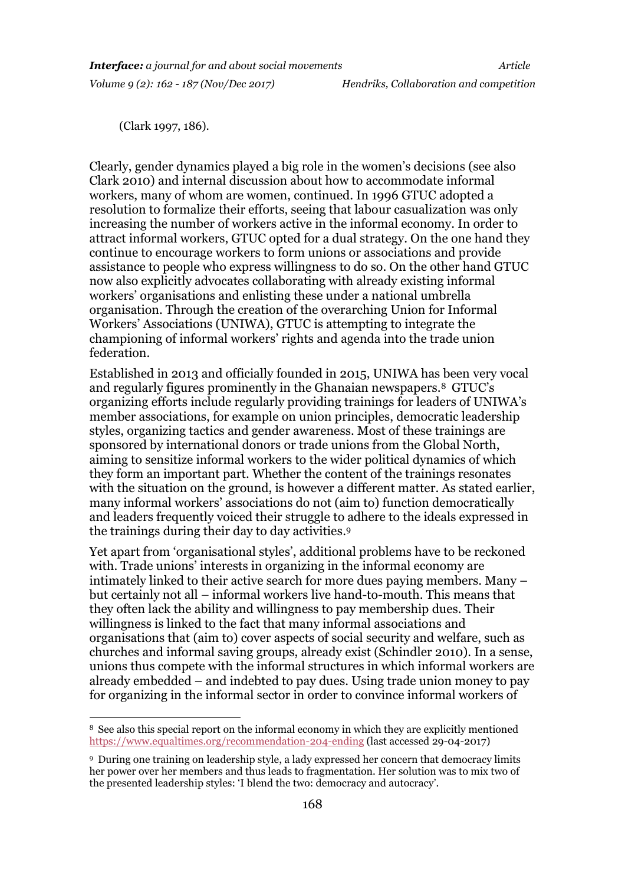(Clark 1997, 186).

Clearly, gender dynamics played a big role in the women's decisions (see also Clark 2010) and internal discussion about how to accommodate informal workers, many of whom are women, continued. In 1996 GTUC adopted a resolution to formalize their efforts, seeing that labour casualization was only increasing the number of workers active in the informal economy. In order to attract informal workers, GTUC opted for a dual strategy. On the one hand they continue to encourage workers to form unions or associations and provide assistance to people who express willingness to do so. On the other hand GTUC now also explicitly advocates collaborating with already existing informal workers' organisations and enlisting these under a national umbrella organisation. Through the creation of the overarching Union for Informal Workers' Associations (UNIWA), GTUC is attempting to integrate the championing of informal workers' rights and agenda into the trade union federation.

Established in 2013 and officially founded in 2015, UNIWA has been very vocal and regularly figures prominently in the Ghanaian newspapers.[8] GTUC's organizing efforts include regularly providing trainings for leaders of UNIWA's member associations, for example on union principles, democratic leadership styles, organizing tactics and gender awareness. Most of these trainings are sponsored by international donors or trade unions from the Global North, aiming to sensitize informal workers to the wider political dynamics of which they form an important part. Whether the content of the trainings resonates with the situation on the ground, is however a different matter. As stated earlier, many informal workers' associations do not (aim to) function democratically and leaders frequently voiced their struggle to adhere to the ideals expressed in the trainings during their day to day activities.[9]

Yet apart from 'organisational styles', additional problems have to be reckoned with. Trade unions' interests in organizing in the informal economy are intimately linked to their active search for more dues paying members. Many – but certainly not all – informal workers live hand-to-mouth. This means that they often lack the ability and willingness to pay membership dues. Their willingness is linked to the fact that many informal associations and organisations that (aim to) cover aspects of social security and welfare, such as churches and informal saving groups, already exist (Schindler 2010). In a sense, unions thus compete with the informal structures in which informal workers are already embedded – and indebted to pay dues. Using trade union money to pay for organizing in the informal sector in order to convince informal workers of

---

[8] See also this special report on the informal economy in which they are explicitly mentioned https://www.equaltimes.org/recommendation-204-ending (last accessed 29-04-2017)

[9] During one training on leadership style, a lady expressed her concern that democracy limits her power over her members and thus leads to fragmentation. Her solution was to mix two of the presented leadership styles: 'I blend the two: democracy and autocracy'.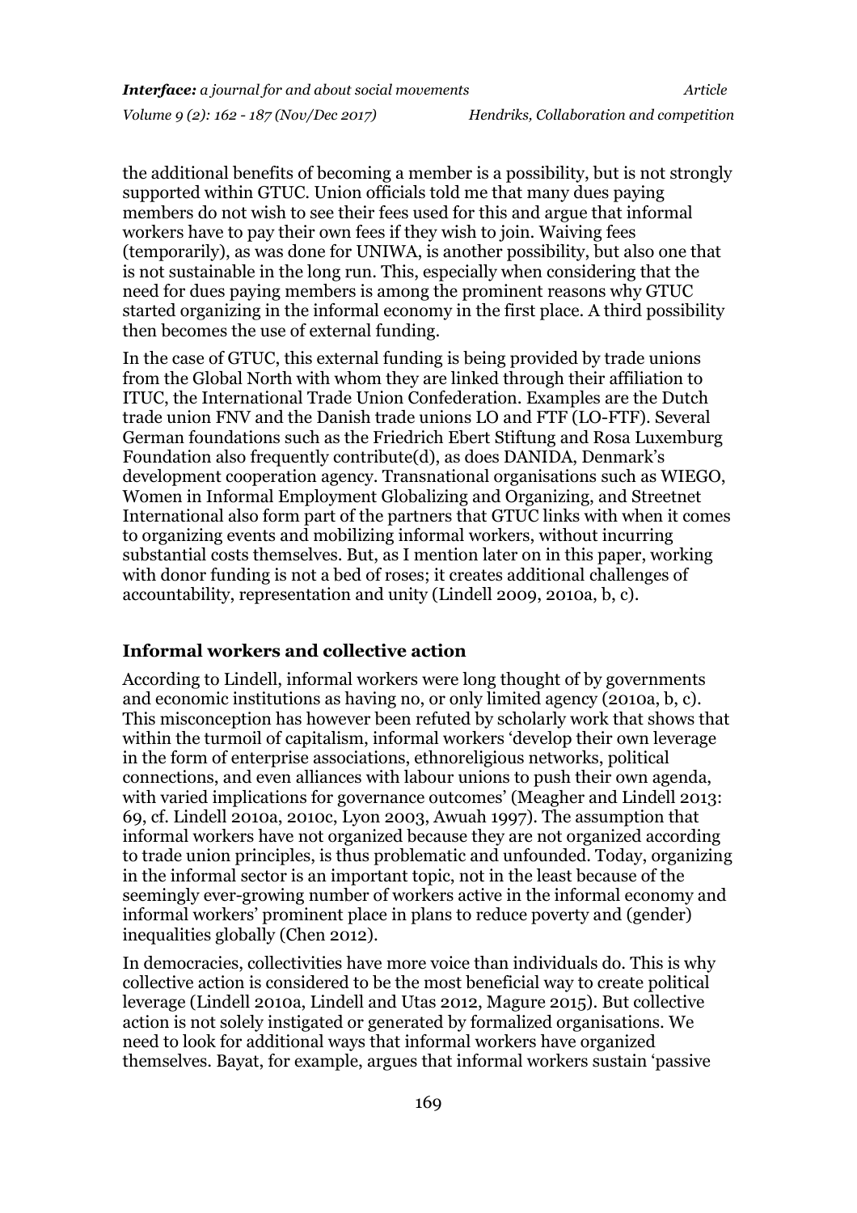the additional benefits of becoming a member is a possibility, but is not strongly supported within GTUC. Union officials told me that many dues paying members do not wish to see their fees used for this and argue that informal workers have to pay their own fees if they wish to join. Waiving fees (temporarily), as was done for UNIWA, is another possibility, but also one that is not sustainable in the long run. This, especially when considering that the need for dues paying members is among the prominent reasons why GTUC started organizing in the informal economy in the first place. A third possibility then becomes the use of external funding.

In the case of GTUC, this external funding is being provided by trade unions from the Global North with whom they are linked through their affiliation to ITUC, the International Trade Union Confederation. Examples are the Dutch trade union FNV and the Danish trade unions LO and FTF (LO-FTF). Several German foundations such as the Friedrich Ebert Stiftung and Rosa Luxemburg Foundation also frequently contribute(d), as does DANIDA, Denmark's development cooperation agency. Transnational organisations such as WIEGO, Women in Informal Employment Globalizing and Organizing, and Streetnet International also form part of the partners that GTUC links with when it comes to organizing events and mobilizing informal workers, without incurring substantial costs themselves. But, as I mention later on in this paper, working with donor funding is not a bed of roses; it creates additional challenges of accountability, representation and unity (Lindell 2009, 2010a, b, c).

## Informal workers and collective action

According to Lindell, informal workers were long thought of by governments and economic institutions as having no, or only limited agency (2010a, b, c). This misconception has however been refuted by scholarly work that shows that within the turmoil of capitalism, informal workers 'develop their own leverage in the form of enterprise associations, ethnoreligious networks, political connections, and even alliances with labour unions to push their own agenda, with varied implications for governance outcomes' (Meagher and Lindell 2013: 69, cf. Lindell 2010a, 2010c, Lyon 2003, Awuah 1997). The assumption that informal workers have not organized because they are not organized according to trade union principles, is thus problematic and unfounded. Today, organizing in the informal sector is an important topic, not in the least because of the seemingly ever-growing number of workers active in the informal economy and informal workers' prominent place in plans to reduce poverty and (gender) inequalities globally (Chen 2012).

In democracies, collectivities have more voice than individuals do. This is why collective action is considered to be the most beneficial way to create political leverage (Lindell 2010a, Lindell and Utas 2012, Magure 2015). But collective action is not solely instigated or generated by formalized organisations. We need to look for additional ways that informal workers have organized themselves. Bayat, for example, argues that informal workers sustain 'passive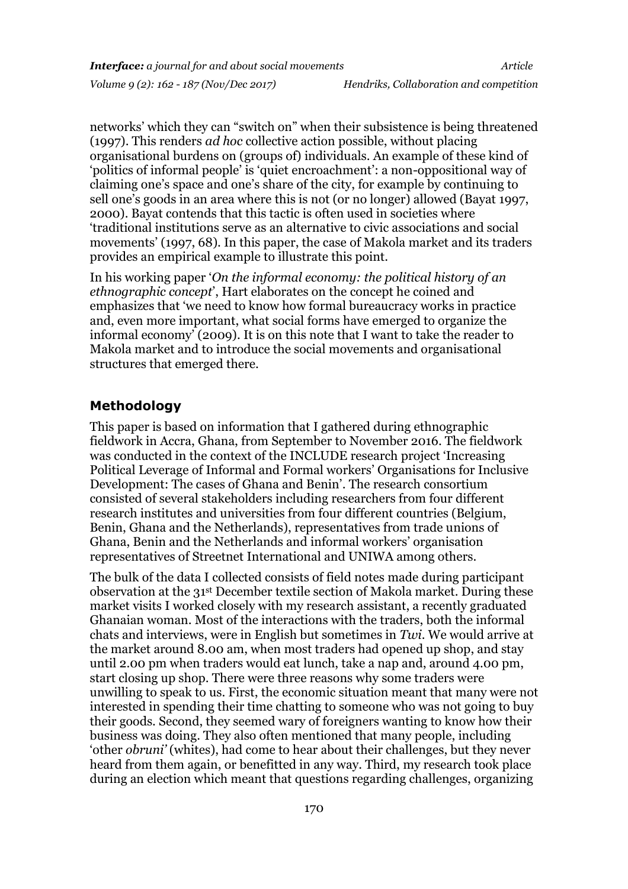networks' which they can "switch on" when their subsistence is being threatened (1997). This renders *ad hoc* collective action possible, without placing organisational burdens on (groups of) individuals. An example of these kind of 'politics of informal people' is 'quiet encroachment': a non-oppositional way of claiming one's space and one's share of the city, for example by continuing to sell one's goods in an area where this is not (or no longer) allowed (Bayat 1997, 2000). Bayat contends that this tactic is often used in societies where 'traditional institutions serve as an alternative to civic associations and social movements' (1997, 68). In this paper, the case of Makola market and its traders provides an empirical example to illustrate this point.

In his working paper '*On the informal economy: the political history of an ethnographic concept*', Hart elaborates on the concept he coined and emphasizes that 'we need to know how formal bureaucracy works in practice and, even more important, what social forms have emerged to organize the informal economy' (2009). It is on this note that I want to take the reader to Makola market and to introduce the social movements and organisational structures that emerged there.

## Methodology

This paper is based on information that I gathered during ethnographic fieldwork in Accra, Ghana, from September to November 2016. The fieldwork was conducted in the context of the INCLUDE research project 'Increasing Political Leverage of Informal and Formal workers' Organisations for Inclusive Development: The cases of Ghana and Benin'. The research consortium consisted of several stakeholders including researchers from four different research institutes and universities from four different countries (Belgium, Benin, Ghana and the Netherlands), representatives from trade unions of Ghana, Benin and the Netherlands and informal workers' organisation representatives of Streetnet International and UNIWA among others.

The bulk of the data I collected consists of field notes made during participant observation at the 31st December textile section of Makola market. During these market visits I worked closely with my research assistant, a recently graduated Ghanaian woman. Most of the interactions with the traders, both the informal chats and interviews, were in English but sometimes in *Twi*. We would arrive at the market around 8.00 am, when most traders had opened up shop, and stay until 2.00 pm when traders would eat lunch, take a nap and, around 4.00 pm, start closing up shop. There were three reasons why some traders were unwilling to speak to us. First, the economic situation meant that many were not interested in spending their time chatting to someone who was not going to buy their goods. Second, they seemed wary of foreigners wanting to know how their business was doing. They also often mentioned that many people, including 'other *obruni'* (whites), had come to hear about their challenges, but they never heard from them again, or benefitted in any way. Third, my research took place during an election which meant that questions regarding challenges, organizing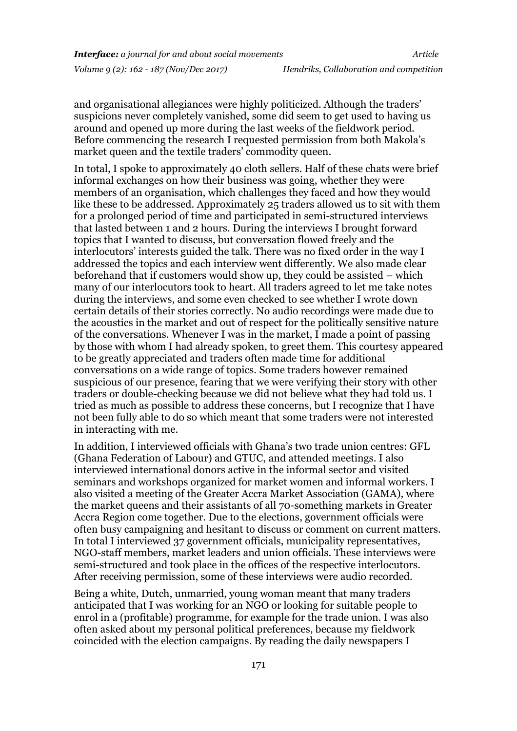and organisational allegiances were highly politicized. Although the traders' suspicions never completely vanished, some did seem to get used to having us around and opened up more during the last weeks of the fieldwork period. Before commencing the research I requested permission from both Makola's market queen and the textile traders' commodity queen.

In total, I spoke to approximately 40 cloth sellers. Half of these chats were brief informal exchanges on how their business was going, whether they were members of an organisation, which challenges they faced and how they would like these to be addressed. Approximately 25 traders allowed us to sit with them for a prolonged period of time and participated in semi-structured interviews that lasted between 1 and 2 hours. During the interviews I brought forward topics that I wanted to discuss, but conversation flowed freely and the interlocutors' interests guided the talk. There was no fixed order in the way I addressed the topics and each interview went differently. We also made clear beforehand that if customers would show up, they could be assisted – which many of our interlocutors took to heart. All traders agreed to let me take notes during the interviews, and some even checked to see whether I wrote down certain details of their stories correctly. No audio recordings were made due to the acoustics in the market and out of respect for the politically sensitive nature of the conversations. Whenever I was in the market, I made a point of passing by those with whom I had already spoken, to greet them. This courtesy appeared to be greatly appreciated and traders often made time for additional conversations on a wide range of topics. Some traders however remained suspicious of our presence, fearing that we were verifying their story with other traders or double-checking because we did not believe what they had told us. I tried as much as possible to address these concerns, but I recognize that I have not been fully able to do so which meant that some traders were not interested in interacting with me.

In addition, I interviewed officials with Ghana's two trade union centres: GFL (Ghana Federation of Labour) and GTUC, and attended meetings. I also interviewed international donors active in the informal sector and visited seminars and workshops organized for market women and informal workers. I also visited a meeting of the Greater Accra Market Association (GAMA), where the market queens and their assistants of all 70-something markets in Greater Accra Region come together. Due to the elections, government officials were often busy campaigning and hesitant to discuss or comment on current matters. In total I interviewed 37 government officials, municipality representatives, NGO-staff members, market leaders and union officials. These interviews were semi-structured and took place in the offices of the respective interlocutors. After receiving permission, some of these interviews were audio recorded.

Being a white, Dutch, unmarried, young woman meant that many traders anticipated that I was working for an NGO or looking for suitable people to enrol in a (profitable) programme, for example for the trade union. I was also often asked about my personal political preferences, because my fieldwork coincided with the election campaigns. By reading the daily newspapers I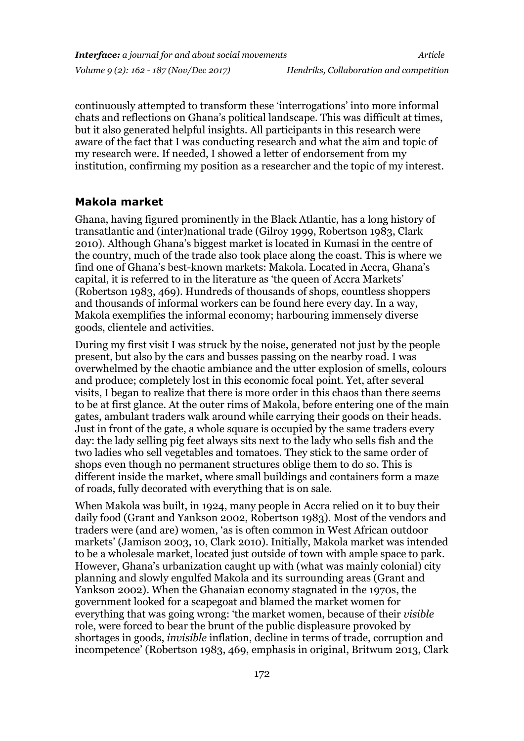continuously attempted to transform these 'interrogations' into more informal chats and reflections on Ghana's political landscape. This was difficult at times, but it also generated helpful insights. All participants in this research were aware of the fact that I was conducting research and what the aim and topic of my research were. If needed, I showed a letter of endorsement from my institution, confirming my position as a researcher and the topic of my interest.

## Makola market

Ghana, having figured prominently in the Black Atlantic, has a long history of transatlantic and (inter)national trade (Gilroy 1999, Robertson 1983, Clark 2010). Although Ghana's biggest market is located in Kumasi in the centre of the country, much of the trade also took place along the coast. This is where we find one of Ghana's best-known markets: Makola. Located in Accra, Ghana's capital, it is referred to in the literature as 'the queen of Accra Markets' (Robertson 1983, 469). Hundreds of thousands of shops, countless shoppers and thousands of informal workers can be found here every day. In a way, Makola exemplifies the informal economy; harbouring immensely diverse goods, clientele and activities.

During my first visit I was struck by the noise, generated not just by the people present, but also by the cars and busses passing on the nearby road. I was overwhelmed by the chaotic ambiance and the utter explosion of smells, colours and produce; completely lost in this economic focal point. Yet, after several visits, I began to realize that there is more order in this chaos than there seems to be at first glance. At the outer rims of Makola, before entering one of the main gates, ambulant traders walk around while carrying their goods on their heads. Just in front of the gate, a whole square is occupied by the same traders every day: the lady selling pig feet always sits next to the lady who sells fish and the two ladies who sell vegetables and tomatoes. They stick to the same order of shops even though no permanent structures oblige them to do so. This is different inside the market, where small buildings and containers form a maze of roads, fully decorated with everything that is on sale.

When Makola was built, in 1924, many people in Accra relied on it to buy their daily food (Grant and Yankson 2002, Robertson 1983). Most of the vendors and traders were (and are) women, 'as is often common in West African outdoor markets' (Jamison 2003, 10, Clark 2010). Initially, Makola market was intended to be a wholesale market, located just outside of town with ample space to park. However, Ghana's urbanization caught up with (what was mainly colonial) city planning and slowly engulfed Makola and its surrounding areas (Grant and Yankson 2002). When the Ghanaian economy stagnated in the 1970s, the government looked for a scapegoat and blamed the market women for everything that was going wrong: 'the market women, because of their *visible* role, were forced to bear the brunt of the public displeasure provoked by shortages in goods, *invisible* inflation, decline in terms of trade, corruption and incompetence' (Robertson 1983, 469, emphasis in original, Britwum 2013, Clark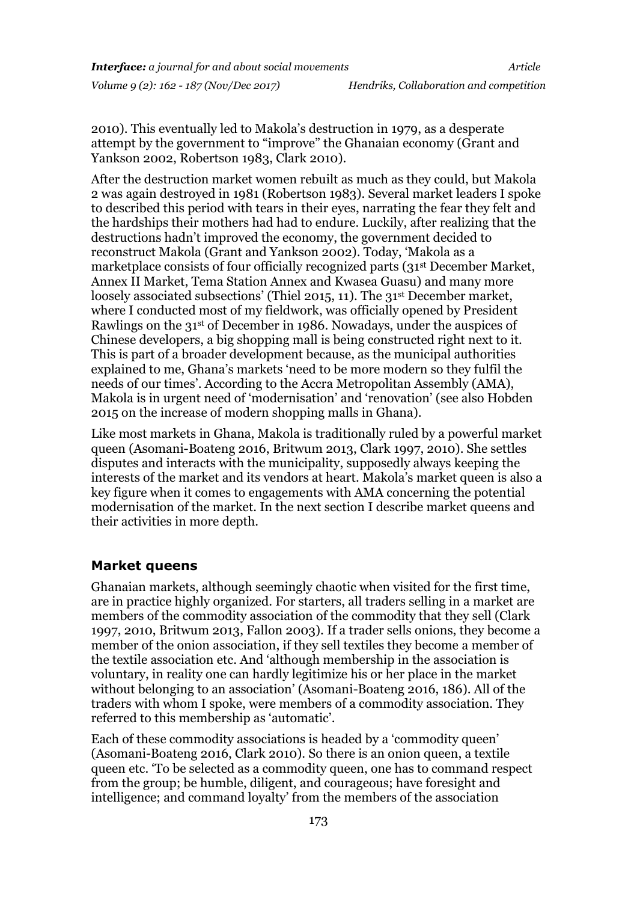2010). This eventually led to Makola's destruction in 1979, as a desperate attempt by the government to "improve" the Ghanaian economy (Grant and Yankson 2002, Robertson 1983, Clark 2010).

After the destruction market women rebuilt as much as they could, but Makola 2 was again destroyed in 1981 (Robertson 1983). Several market leaders I spoke to described this period with tears in their eyes, narrating the fear they felt and the hardships their mothers had had to endure. Luckily, after realizing that the destructions hadn't improved the economy, the government decided to reconstruct Makola (Grant and Yankson 2002). Today, 'Makola as a marketplace consists of four officially recognized parts (31st December Market, Annex II Market, Tema Station Annex and Kwasea Guasu) and many more loosely associated subsections' (Thiel 2015, 11). The 31st December market, where I conducted most of my fieldwork, was officially opened by President Rawlings on the 31st of December in 1986. Nowadays, under the auspices of Chinese developers, a big shopping mall is being constructed right next to it. This is part of a broader development because, as the municipal authorities explained to me, Ghana's markets 'need to be more modern so they fulfil the needs of our times'. According to the Accra Metropolitan Assembly (AMA), Makola is in urgent need of 'modernisation' and 'renovation' (see also Hobden 2015 on the increase of modern shopping malls in Ghana).

Like most markets in Ghana, Makola is traditionally ruled by a powerful market queen (Asomani-Boateng 2016, Britwum 2013, Clark 1997, 2010). She settles disputes and interacts with the municipality, supposedly always keeping the interests of the market and its vendors at heart. Makola's market queen is also a key figure when it comes to engagements with AMA concerning the potential modernisation of the market. In the next section I describe market queens and their activities in more depth.

## Market queens

Ghanaian markets, although seemingly chaotic when visited for the first time, are in practice highly organized. For starters, all traders selling in a market are members of the commodity association of the commodity that they sell (Clark 1997, 2010, Britwum 2013, Fallon 2003). If a trader sells onions, they become a member of the onion association, if they sell textiles they become a member of the textile association etc. And 'although membership in the association is voluntary, in reality one can hardly legitimize his or her place in the market without belonging to an association' (Asomani-Boateng 2016, 186). All of the traders with whom I spoke, were members of a commodity association. They referred to this membership as 'automatic'.

Each of these commodity associations is headed by a 'commodity queen' (Asomani-Boateng 2016, Clark 2010). So there is an onion queen, a textile queen etc. 'To be selected as a commodity queen, one has to command respect from the group; be humble, diligent, and courageous; have foresight and intelligence; and command loyalty' from the members of the association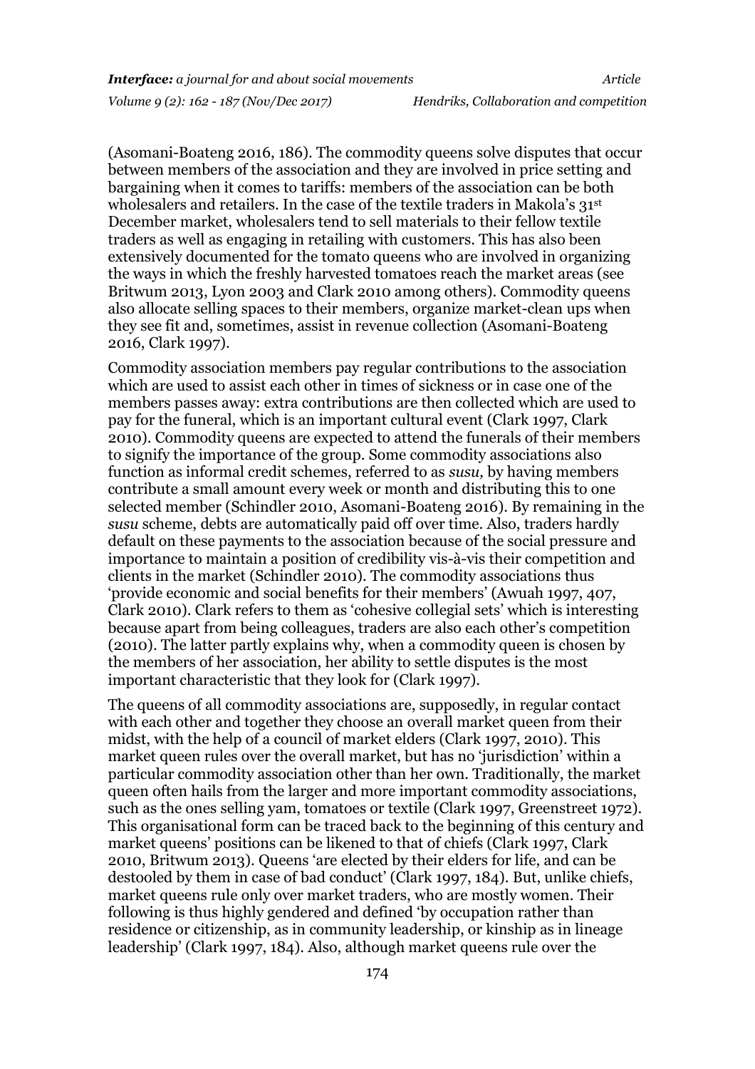(Asomani-Boateng 2016, 186). The commodity queens solve disputes that occur between members of the association and they are involved in price setting and bargaining when it comes to tariffs: members of the association can be both wholesalers and retailers. In the case of the textile traders in Makola's 31st December market, wholesalers tend to sell materials to their fellow textile traders as well as engaging in retailing with customers. This has also been extensively documented for the tomato queens who are involved in organizing the ways in which the freshly harvested tomatoes reach the market areas (see Britwum 2013, Lyon 2003 and Clark 2010 among others). Commodity queens also allocate selling spaces to their members, organize market-clean ups when they see fit and, sometimes, assist in revenue collection (Asomani-Boateng 2016, Clark 1997).

Commodity association members pay regular contributions to the association which are used to assist each other in times of sickness or in case one of the members passes away: extra contributions are then collected which are used to pay for the funeral, which is an important cultural event (Clark 1997, Clark 2010). Commodity queens are expected to attend the funerals of their members to signify the importance of the group. Some commodity associations also function as informal credit schemes, referred to as *susu,* by having members contribute a small amount every week or month and distributing this to one selected member (Schindler 2010, Asomani-Boateng 2016). By remaining in the *susu* scheme, debts are automatically paid off over time. Also, traders hardly default on these payments to the association because of the social pressure and importance to maintain a position of credibility vis-à-vis their competition and clients in the market (Schindler 2010). The commodity associations thus 'provide economic and social benefits for their members' (Awuah 1997, 407, Clark 2010). Clark refers to them as 'cohesive collegial sets' which is interesting because apart from being colleagues, traders are also each other's competition (2010). The latter partly explains why, when a commodity queen is chosen by the members of her association, her ability to settle disputes is the most important characteristic that they look for (Clark 1997).

The queens of all commodity associations are, supposedly, in regular contact with each other and together they choose an overall market queen from their midst, with the help of a council of market elders (Clark 1997, 2010). This market queen rules over the overall market, but has no 'jurisdiction' within a particular commodity association other than her own. Traditionally, the market queen often hails from the larger and more important commodity associations, such as the ones selling yam, tomatoes or textile (Clark 1997, Greenstreet 1972). This organisational form can be traced back to the beginning of this century and market queens' positions can be likened to that of chiefs (Clark 1997, Clark 2010, Britwum 2013). Queens 'are elected by their elders for life, and can be destooled by them in case of bad conduct' (Clark 1997, 184). But, unlike chiefs, market queens rule only over market traders, who are mostly women. Their following is thus highly gendered and defined 'by occupation rather than residence or citizenship, as in community leadership, or kinship as in lineage leadership' (Clark 1997, 184). Also, although market queens rule over the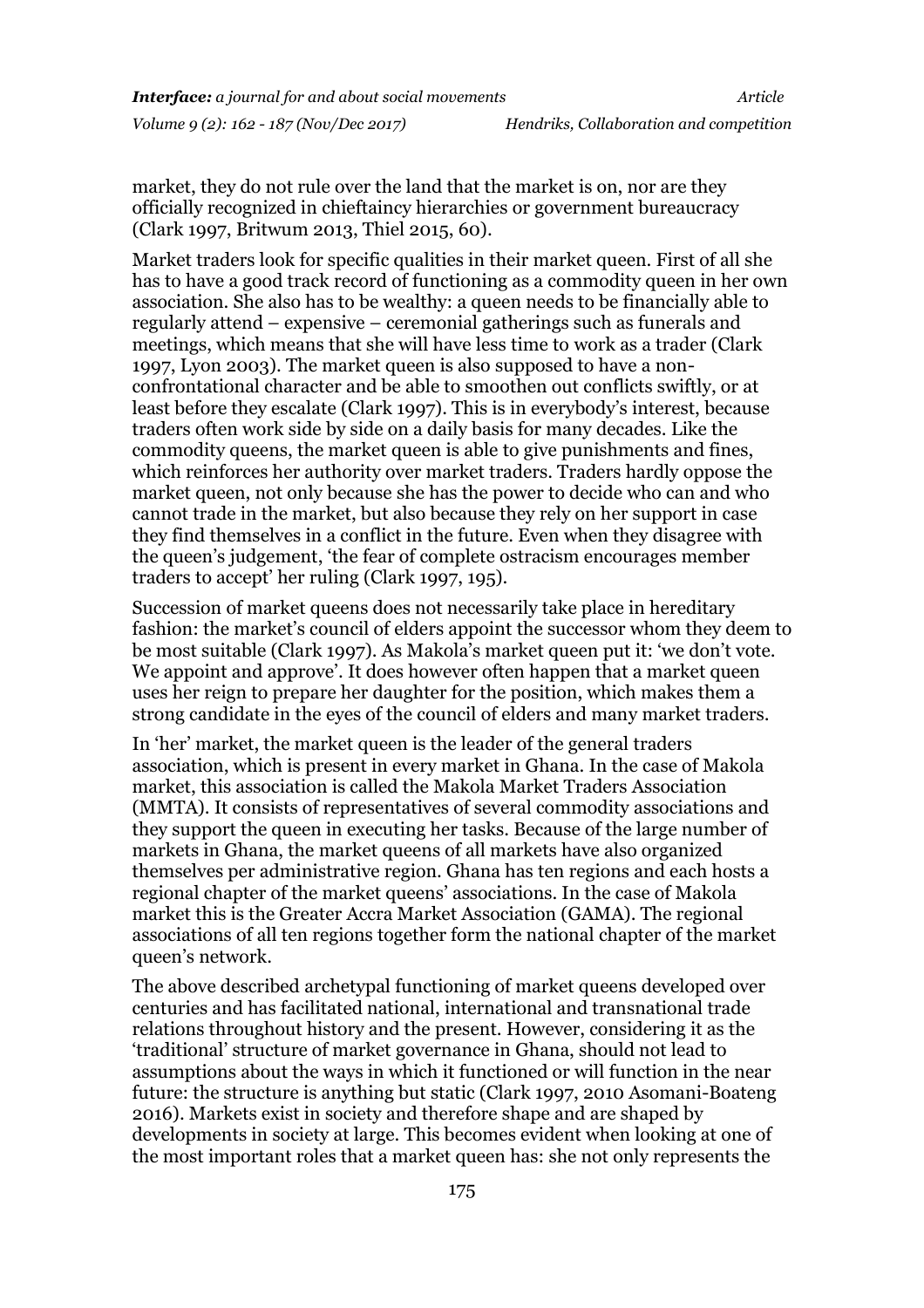market, they do not rule over the land that the market is on, nor are they officially recognized in chieftaincy hierarchies or government bureaucracy (Clark 1997, Britwum 2013, Thiel 2015, 60).

Market traders look for specific qualities in their market queen. First of all she has to have a good track record of functioning as a commodity queen in her own association. She also has to be wealthy: a queen needs to be financially able to regularly attend – expensive – ceremonial gatherings such as funerals and meetings, which means that she will have less time to work as a trader (Clark 1997, Lyon 2003). The market queen is also supposed to have a non-confrontational character and be able to smoothen out conflicts swiftly, or at least before they escalate (Clark 1997). This is in everybody's interest, because traders often work side by side on a daily basis for many decades. Like the commodity queens, the market queen is able to give punishments and fines, which reinforces her authority over market traders. Traders hardly oppose the market queen, not only because she has the power to decide who can and who cannot trade in the market, but also because they rely on her support in case they find themselves in a conflict in the future. Even when they disagree with the queen's judgement, 'the fear of complete ostracism encourages member traders to accept' her ruling (Clark 1997, 195).

Succession of market queens does not necessarily take place in hereditary fashion: the market's council of elders appoint the successor whom they deem to be most suitable (Clark 1997). As Makola's market queen put it: 'we don't vote. We appoint and approve'. It does however often happen that a market queen uses her reign to prepare her daughter for the position, which makes them a strong candidate in the eyes of the council of elders and many market traders.

In 'her' market, the market queen is the leader of the general traders association, which is present in every market in Ghana. In the case of Makola market, this association is called the Makola Market Traders Association (MMTA). It consists of representatives of several commodity associations and they support the queen in executing her tasks. Because of the large number of markets in Ghana, the market queens of all markets have also organized themselves per administrative region. Ghana has ten regions and each hosts a regional chapter of the market queens' associations. In the case of Makola market this is the Greater Accra Market Association (GAMA). The regional associations of all ten regions together form the national chapter of the market queen's network.

The above described archetypal functioning of market queens developed over centuries and has facilitated national, international and transnational trade relations throughout history and the present. However, considering it as the 'traditional' structure of market governance in Ghana, should not lead to assumptions about the ways in which it functioned or will function in the near future: the structure is anything but static (Clark 1997, 2010 Asomani-Boateng 2016). Markets exist in society and therefore shape and are shaped by developments in society at large. This becomes evident when looking at one of the most important roles that a market queen has: she not only represents the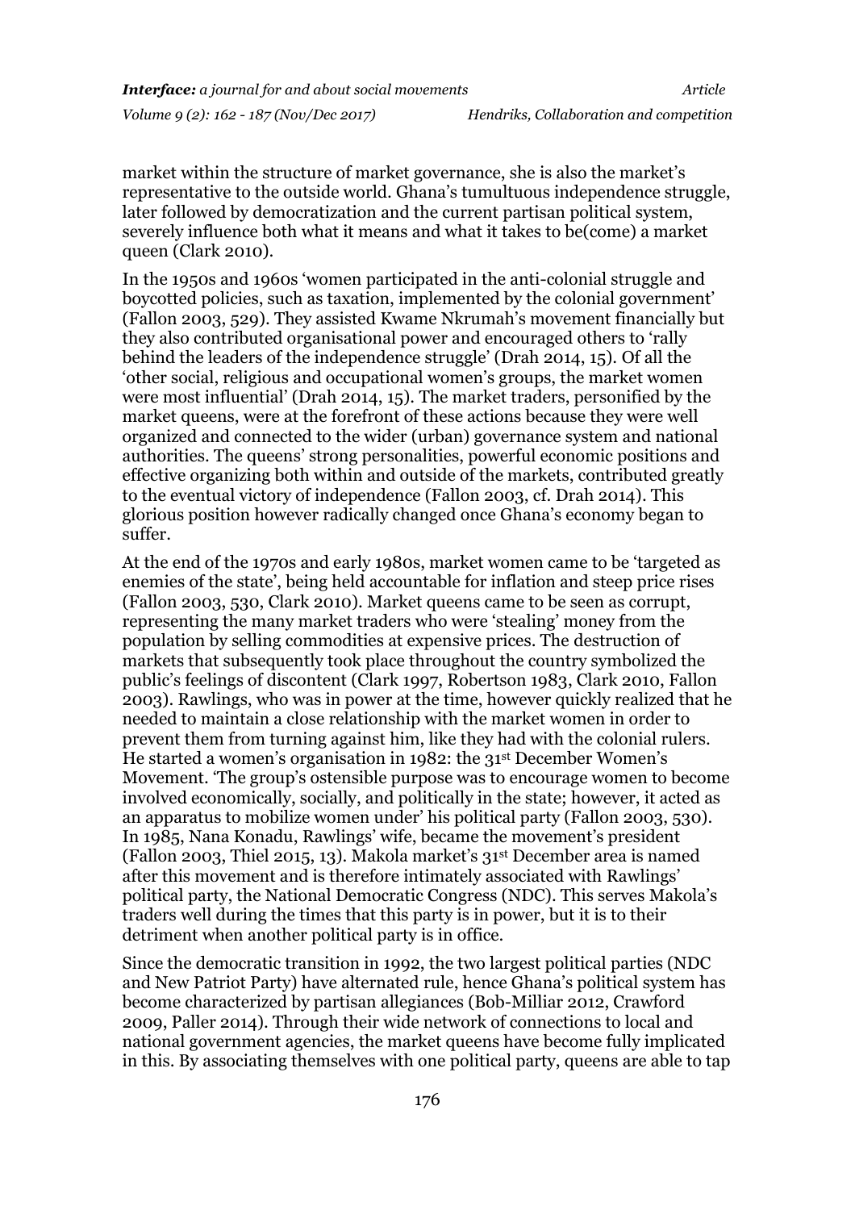market within the structure of market governance, she is also the market's representative to the outside world. Ghana's tumultuous independence struggle, later followed by democratization and the current partisan political system, severely influence both what it means and what it takes to be(come) a market queen (Clark 2010).

In the 1950s and 1960s 'women participated in the anti-colonial struggle and boycotted policies, such as taxation, implemented by the colonial government' (Fallon 2003, 529). They assisted Kwame Nkrumah's movement financially but they also contributed organisational power and encouraged others to 'rally behind the leaders of the independence struggle' (Drah 2014, 15). Of all the 'other social, religious and occupational women's groups, the market women were most influential' (Drah 2014, 15). The market traders, personified by the market queens, were at the forefront of these actions because they were well organized and connected to the wider (urban) governance system and national authorities. The queens' strong personalities, powerful economic positions and effective organizing both within and outside of the markets, contributed greatly to the eventual victory of independence (Fallon 2003, cf. Drah 2014). This glorious position however radically changed once Ghana's economy began to suffer.

At the end of the 1970s and early 1980s, market women came to be 'targeted as enemies of the state', being held accountable for inflation and steep price rises (Fallon 2003, 530, Clark 2010). Market queens came to be seen as corrupt, representing the many market traders who were 'stealing' money from the population by selling commodities at expensive prices. The destruction of markets that subsequently took place throughout the country symbolized the public's feelings of discontent (Clark 1997, Robertson 1983, Clark 2010, Fallon 2003). Rawlings, who was in power at the time, however quickly realized that he needed to maintain a close relationship with the market women in order to prevent them from turning against him, like they had with the colonial rulers. He started a women's organisation in 1982: the 31st December Women's Movement. 'The group's ostensible purpose was to encourage women to become involved economically, socially, and politically in the state; however, it acted as an apparatus to mobilize women under' his political party (Fallon 2003, 530). In 1985, Nana Konadu, Rawlings' wife, became the movement's president (Fallon 2003, Thiel 2015, 13). Makola market's 31st December area is named after this movement and is therefore intimately associated with Rawlings' political party, the National Democratic Congress (NDC). This serves Makola's traders well during the times that this party is in power, but it is to their detriment when another political party is in office.

Since the democratic transition in 1992, the two largest political parties (NDC and New Patriot Party) have alternated rule, hence Ghana's political system has become characterized by partisan allegiances (Bob-Milliar 2012, Crawford 2009, Paller 2014). Through their wide network of connections to local and national government agencies, the market queens have become fully implicated in this. By associating themselves with one political party, queens are able to tap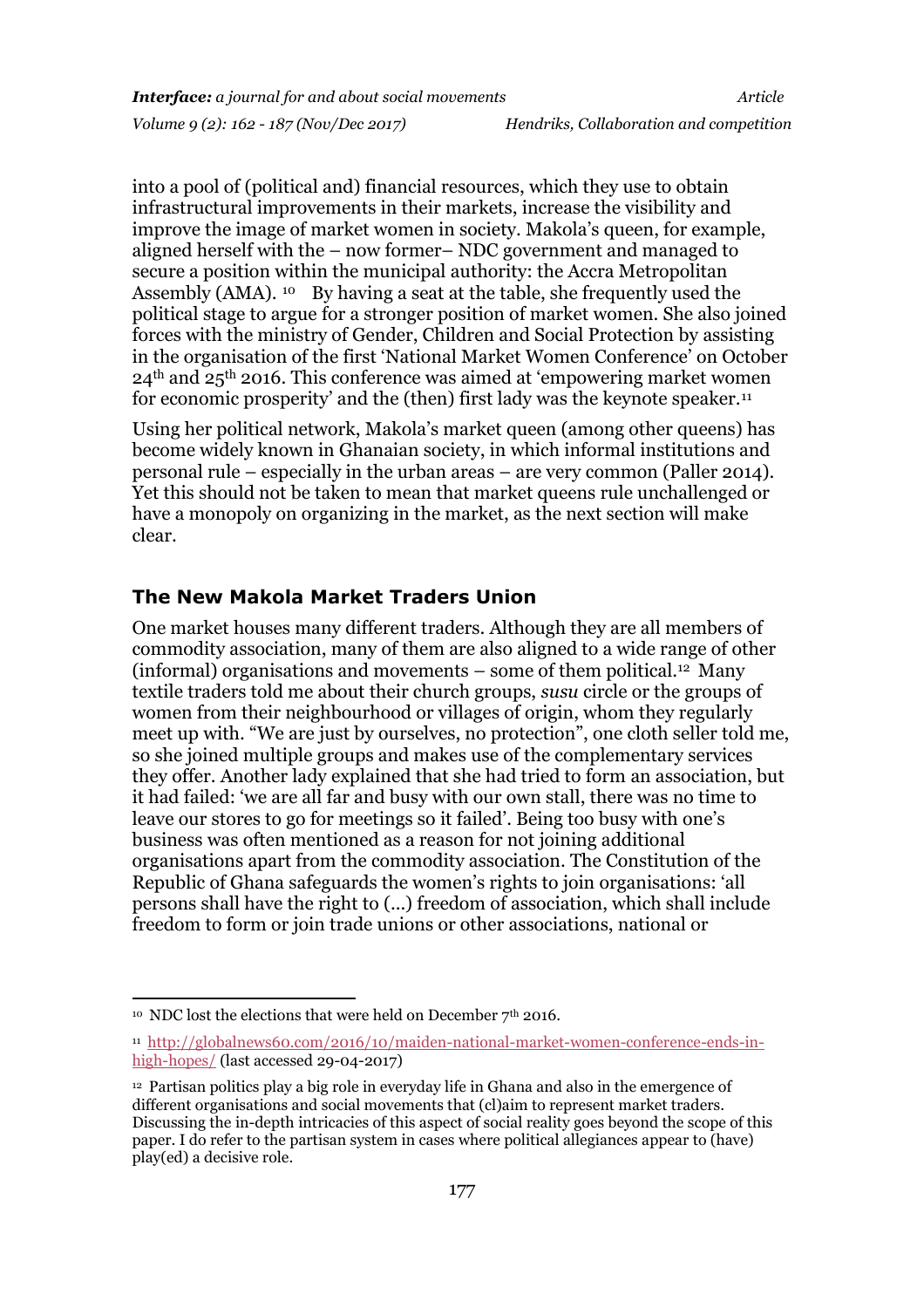into a pool of (political and) financial resources, which they use to obtain infrastructural improvements in their markets, increase the visibility and improve the image of market women in society. Makola's queen, for example, aligned herself with the – now former– NDC government and managed to secure a position within the municipal authority: the Accra Metropolitan Assembly (AMA). [10] By having a seat at the table, she frequently used the political stage to argue for a stronger position of market women. She also joined forces with the ministry of Gender, Children and Social Protection by assisting in the organisation of the first 'National Market Women Conference' on October 24th and 25th 2016. This conference was aimed at 'empowering market women for economic prosperity' and the (then) first lady was the keynote speaker.[11]

Using her political network, Makola's market queen (among other queens) has become widely known in Ghanaian society, in which informal institutions and personal rule – especially in the urban areas – are very common (Paller 2014). Yet this should not be taken to mean that market queens rule unchallenged or have a monopoly on organizing in the market, as the next section will make clear.

## The New Makola Market Traders Union

One market houses many different traders. Although they are all members of commodity association, many of them are also aligned to a wide range of other (informal) organisations and movements – some of them political.[12] Many textile traders told me about their church groups, *susu* circle or the groups of women from their neighbourhood or villages of origin, whom they regularly meet up with. "We are just by ourselves, no protection", one cloth seller told me, so she joined multiple groups and makes use of the complementary services they offer. Another lady explained that she had tried to form an association, but it had failed: 'we are all far and busy with our own stall, there was no time to leave our stores to go for meetings so it failed'. Being too busy with one's business was often mentioned as a reason for not joining additional organisations apart from the commodity association. The Constitution of the Republic of Ghana safeguards the women's rights to join organisations: 'all persons shall have the right to (...) freedom of association, which shall include freedom to form or join trade unions or other associations, national or

---

[10] NDC lost the elections that were held on December 7th 2016.

[11] http://globalnews60.com/2016/10/maiden-national-market-women-conference-ends-in-high-hopes/ (last accessed 29-04-2017)

[12] Partisan politics play a big role in everyday life in Ghana and also in the emergence of different organisations and social movements that (cl)aim to represent market traders. Discussing the in-depth intricacies of this aspect of social reality goes beyond the scope of this paper. I do refer to the partisan system in cases where political allegiances appear to (have) play(ed) a decisive role.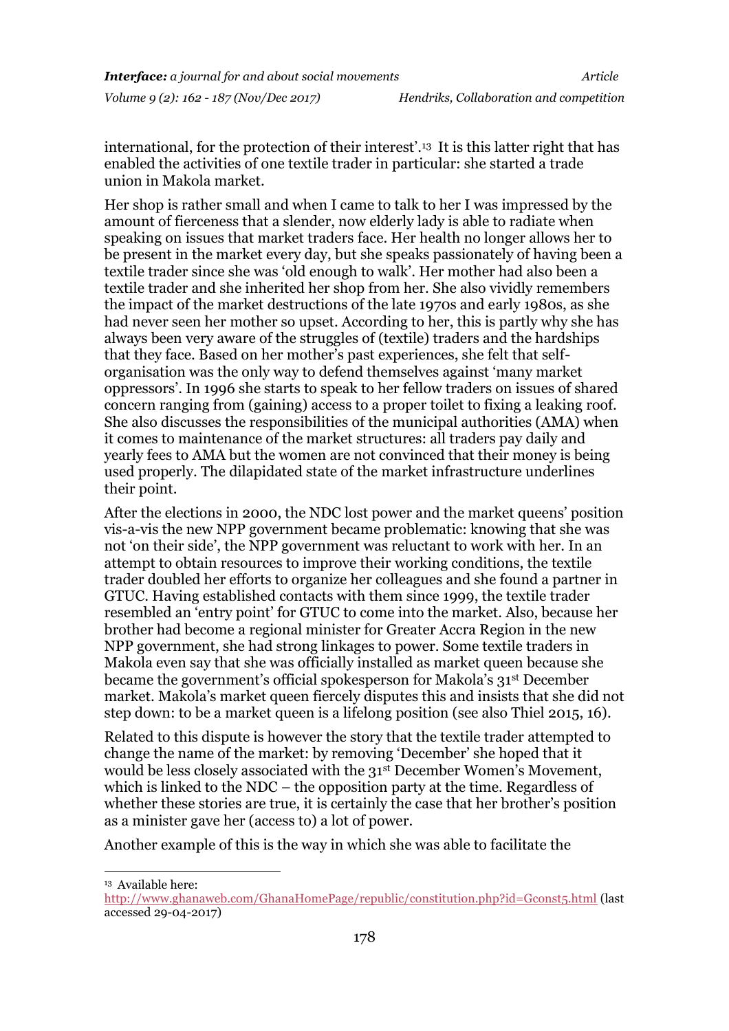international, for the protection of their interest'.[13] It is this latter right that has enabled the activities of one textile trader in particular: she started a trade union in Makola market.

Her shop is rather small and when I came to talk to her I was impressed by the amount of fierceness that a slender, now elderly lady is able to radiate when speaking on issues that market traders face. Her health no longer allows her to be present in the market every day, but she speaks passionately of having been a textile trader since she was 'old enough to walk'. Her mother had also been a textile trader and she inherited her shop from her. She also vividly remembers the impact of the market destructions of the late 1970s and early 1980s, as she had never seen her mother so upset. According to her, this is partly why she has always been very aware of the struggles of (textile) traders and the hardships that they face. Based on her mother's past experiences, she felt that self-organisation was the only way to defend themselves against 'many market oppressors'. In 1996 she starts to speak to her fellow traders on issues of shared concern ranging from (gaining) access to a proper toilet to fixing a leaking roof. She also discusses the responsibilities of the municipal authorities (AMA) when it comes to maintenance of the market structures: all traders pay daily and yearly fees to AMA but the women are not convinced that their money is being used properly. The dilapidated state of the market infrastructure underlines their point.

After the elections in 2000, the NDC lost power and the market queens' position vis-a-vis the new NPP government became problematic: knowing that she was not 'on their side', the NPP government was reluctant to work with her. In an attempt to obtain resources to improve their working conditions, the textile trader doubled her efforts to organize her colleagues and she found a partner in GTUC. Having established contacts with them since 1999, the textile trader resembled an 'entry point' for GTUC to come into the market. Also, because her brother had become a regional minister for Greater Accra Region in the new NPP government, she had strong linkages to power. Some textile traders in Makola even say that she was officially installed as market queen because she became the government's official spokesperson for Makola's 31st December market. Makola's market queen fiercely disputes this and insists that she did not step down: to be a market queen is a lifelong position (see also Thiel 2015, 16).

Related to this dispute is however the story that the textile trader attempted to change the name of the market: by removing 'December' she hoped that it would be less closely associated with the 31st December Women's Movement, which is linked to the NDC – the opposition party at the time. Regardless of whether these stories are true, it is certainly the case that her brother's position as a minister gave her (access to) a lot of power.

Another example of this is the way in which she was able to facilitate the

---

[13] Available here: http://www.ghanaweb.com/GhanaHomePage/republic/constitution.php?id=Gconst5.html (last accessed 29-04-2017)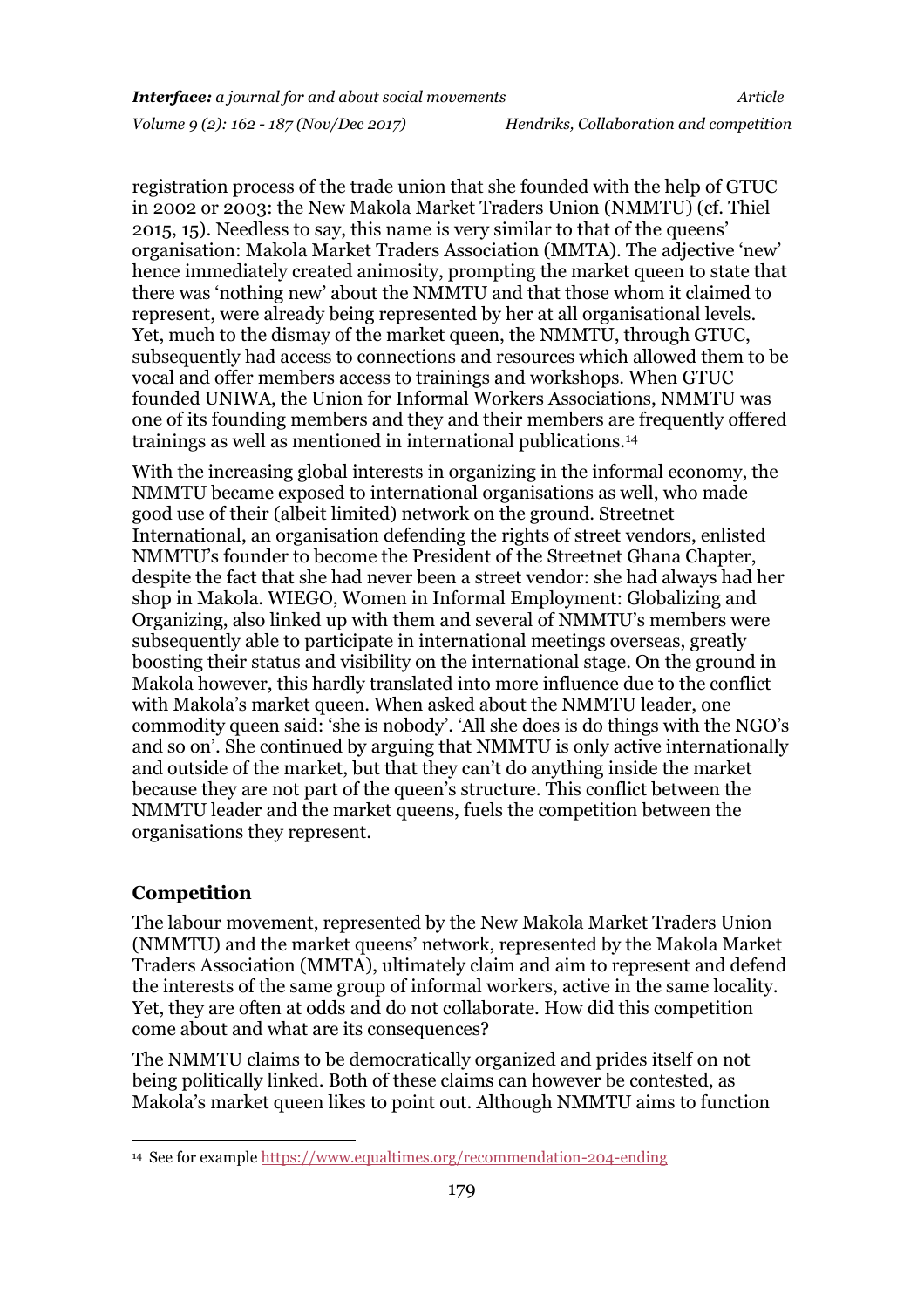registration process of the trade union that she founded with the help of GTUC in 2002 or 2003: the New Makola Market Traders Union (NMMTU) (cf. Thiel 2015, 15). Needless to say, this name is very similar to that of the queens' organisation: Makola Market Traders Association (MMTA). The adjective 'new' hence immediately created animosity, prompting the market queen to state that there was 'nothing new' about the NMMTU and that those whom it claimed to represent, were already being represented by her at all organisational levels. Yet, much to the dismay of the market queen, the NMMTU, through GTUC, subsequently had access to connections and resources which allowed them to be vocal and offer members access to trainings and workshops. When GTUC founded UNIWA, the Union for Informal Workers Associations, NMMTU was one of its founding members and they and their members are frequently offered trainings as well as mentioned in international publications.[14]

With the increasing global interests in organizing in the informal economy, the NMMTU became exposed to international organisations as well, who made good use of their (albeit limited) network on the ground. Streetnet International, an organisation defending the rights of street vendors, enlisted NMMTU's founder to become the President of the Streetnet Ghana Chapter, despite the fact that she had never been a street vendor: she had always had her shop in Makola. WIEGO, Women in Informal Employment: Globalizing and Organizing, also linked up with them and several of NMMTU's members were subsequently able to participate in international meetings overseas, greatly boosting their status and visibility on the international stage. On the ground in Makola however, this hardly translated into more influence due to the conflict with Makola's market queen. When asked about the NMMTU leader, one commodity queen said: 'she is nobody'. 'All she does is do things with the NGO's and so on'. She continued by arguing that NMMTU is only active internationally and outside of the market, but that they can't do anything inside the market because they are not part of the queen's structure. This conflict between the NMMTU leader and the market queens, fuels the competition between the organisations they represent.

## Competition

The labour movement, represented by the New Makola Market Traders Union (NMMTU) and the market queens' network, represented by the Makola Market Traders Association (MMTA), ultimately claim and aim to represent and defend the interests of the same group of informal workers, active in the same locality. Yet, they are often at odds and do not collaborate. How did this competition come about and what are its consequences?

The NMMTU claims to be democratically organized and prides itself on not being politically linked. Both of these claims can however be contested, as Makola's market queen likes to point out. Although NMMTU aims to function

---

[14] See for example https://www.equaltimes.org/recommendation-204-ending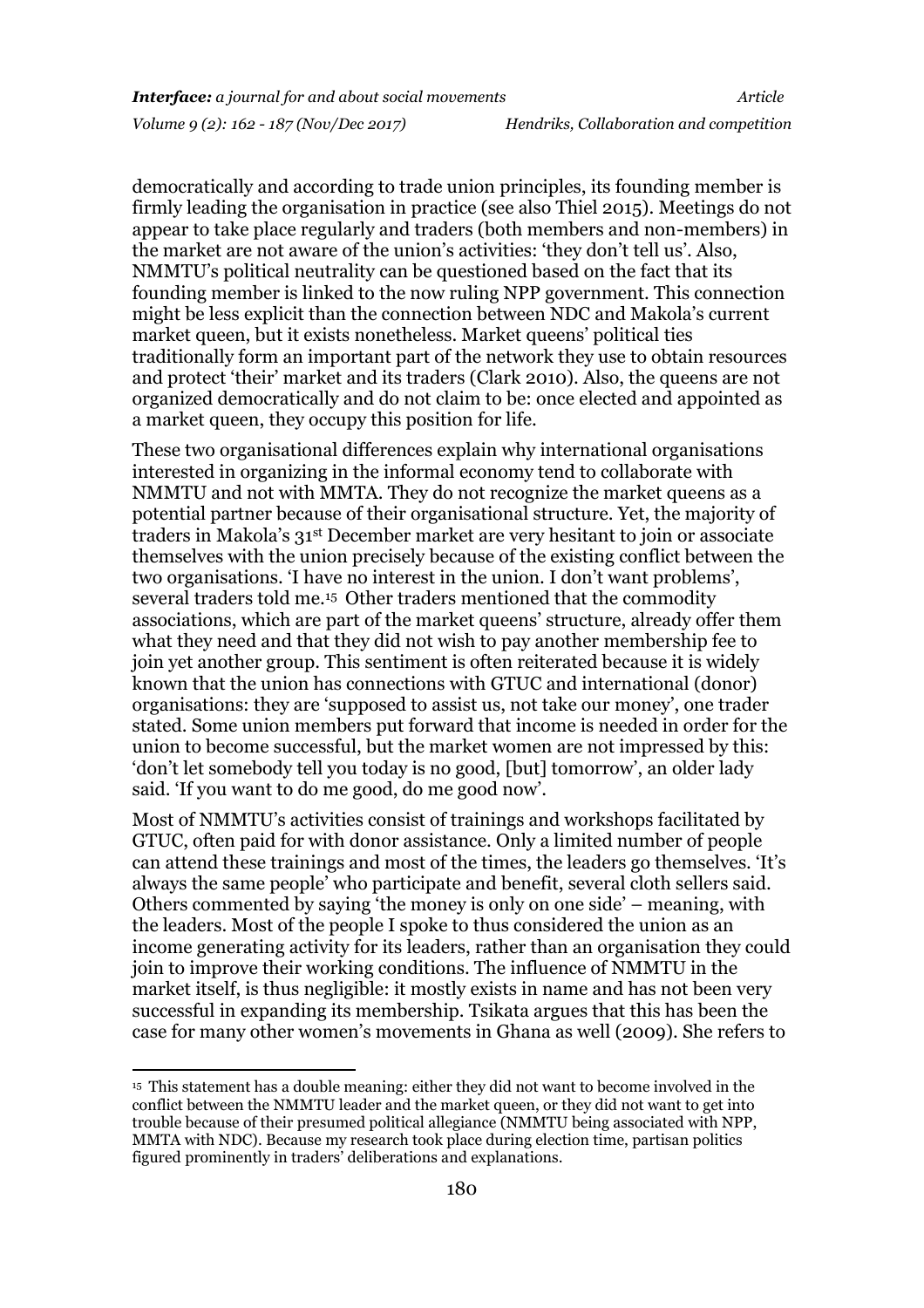democratically and according to trade union principles, its founding member is firmly leading the organisation in practice (see also Thiel 2015). Meetings do not appear to take place regularly and traders (both members and non-members) in the market are not aware of the union's activities: 'they don't tell us'. Also, NMMTU's political neutrality can be questioned based on the fact that its founding member is linked to the now ruling NPP government. This connection might be less explicit than the connection between NDC and Makola's current market queen, but it exists nonetheless. Market queens' political ties traditionally form an important part of the network they use to obtain resources and protect 'their' market and its traders (Clark 2010). Also, the queens are not organized democratically and do not claim to be: once elected and appointed as a market queen, they occupy this position for life.

These two organisational differences explain why international organisations interested in organizing in the informal economy tend to collaborate with NMMTU and not with MMTA. They do not recognize the market queens as a potential partner because of their organisational structure. Yet, the majority of traders in Makola's 31st December market are very hesitant to join or associate themselves with the union precisely because of the existing conflict between the two organisations. 'I have no interest in the union. I don't want problems', several traders told me.[15] Other traders mentioned that the commodity associations, which are part of the market queens' structure, already offer them what they need and that they did not wish to pay another membership fee to join yet another group. This sentiment is often reiterated because it is widely known that the union has connections with GTUC and international (donor) organisations: they are 'supposed to assist us, not take our money', one trader stated. Some union members put forward that income is needed in order for the union to become successful, but the market women are not impressed by this: 'don't let somebody tell you today is no good, [but] tomorrow', an older lady said. 'If you want to do me good, do me good now'.

Most of NMMTU's activities consist of trainings and workshops facilitated by GTUC, often paid for with donor assistance. Only a limited number of people can attend these trainings and most of the times, the leaders go themselves. 'It's always the same people' who participate and benefit, several cloth sellers said. Others commented by saying 'the money is only on one side' – meaning, with the leaders. Most of the people I spoke to thus considered the union as an income generating activity for its leaders, rather than an organisation they could join to improve their working conditions. The influence of NMMTU in the market itself, is thus negligible: it mostly exists in name and has not been very successful in expanding its membership. Tsikata argues that this has been the case for many other women's movements in Ghana as well (2009). She refers to

[15] This statement has a double meaning: either they did not want to become involved in the conflict between the NMMTU leader and the market queen, or they did not want to get into trouble because of their presumed political allegiance (NMMTU being associated with NPP, MMTA with NDC). Because my research took place during election time, partisan politics figured prominently in traders' deliberations and explanations.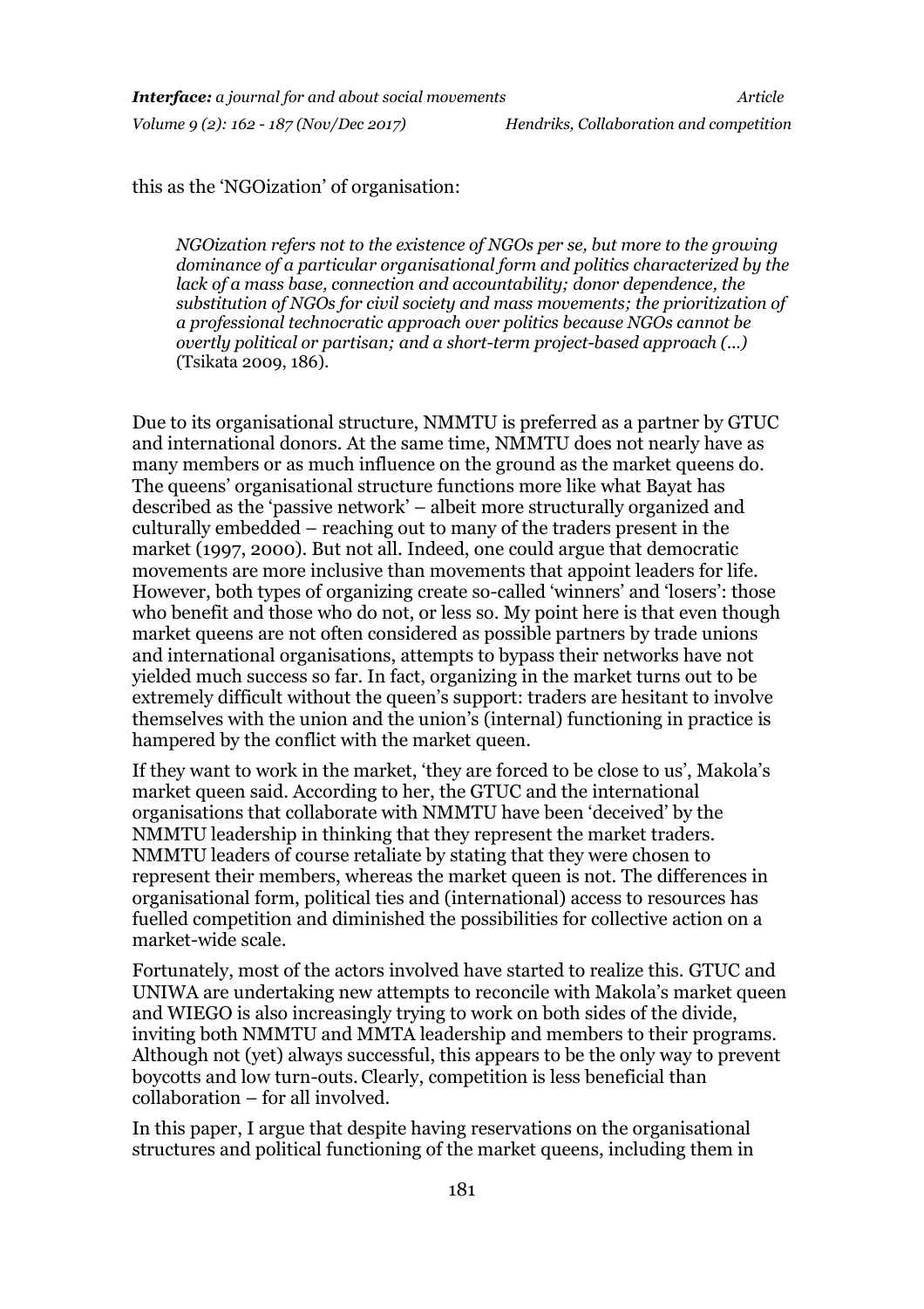this as the 'NGOization' of organisation:

> *NGOization refers not to the existence of NGOs per se, but more to the growing dominance of a particular organisational form and politics characterized by the lack of a mass base, connection and accountability; donor dependence, the substitution of NGOs for civil society and mass movements; the prioritization of a professional technocratic approach over politics because NGOs cannot be overtly political or partisan; and a short-term project-based approach (…)* (Tsikata 2009, 186).

Due to its organisational structure, NMMTU is preferred as a partner by GTUC and international donors. At the same time, NMMTU does not nearly have as many members or as much influence on the ground as the market queens do. The queens' organisational structure functions more like what Bayat has described as the 'passive network' – albeit more structurally organized and culturally embedded – reaching out to many of the traders present in the market (1997, 2000). But not all. Indeed, one could argue that democratic movements are more inclusive than movements that appoint leaders for life. However, both types of organizing create so-called 'winners' and 'losers': those who benefit and those who do not, or less so. My point here is that even though market queens are not often considered as possible partners by trade unions and international organisations, attempts to bypass their networks have not yielded much success so far. In fact, organizing in the market turns out to be extremely difficult without the queen's support: traders are hesitant to involve themselves with the union and the union's (internal) functioning in practice is hampered by the conflict with the market queen.

If they want to work in the market, 'they are forced to be close to us', Makola's market queen said. According to her, the GTUC and the international organisations that collaborate with NMMTU have been 'deceived' by the NMMTU leadership in thinking that they represent the market traders. NMMTU leaders of course retaliate by stating that they were chosen to represent their members, whereas the market queen is not. The differences in organisational form, political ties and (international) access to resources has fuelled competition and diminished the possibilities for collective action on a market-wide scale.

Fortunately, most of the actors involved have started to realize this. GTUC and UNIWA are undertaking new attempts to reconcile with Makola's market queen and WIEGO is also increasingly trying to work on both sides of the divide, inviting both NMMTU and MMTA leadership and members to their programs. Although not (yet) always successful, this appears to be the only way to prevent boycotts and low turn-outs. Clearly, competition is less beneficial than collaboration – for all involved.

In this paper, I argue that despite having reservations on the organisational structures and political functioning of the market queens, including them in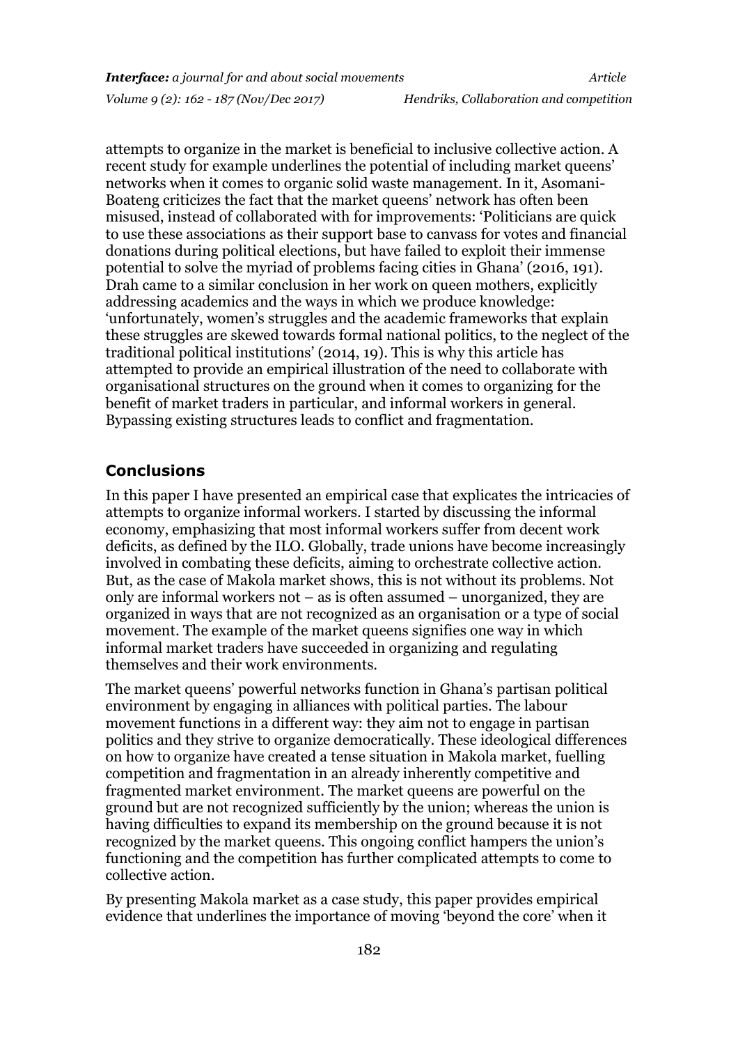attempts to organize in the market is beneficial to inclusive collective action. A recent study for example underlines the potential of including market queens' networks when it comes to organic solid waste management. In it, Asomani-Boateng criticizes the fact that the market queens' network has often been misused, instead of collaborated with for improvements: 'Politicians are quick to use these associations as their support base to canvass for votes and financial donations during political elections, but have failed to exploit their immense potential to solve the myriad of problems facing cities in Ghana' (2016, 191). Drah came to a similar conclusion in her work on queen mothers, explicitly addressing academics and the ways in which we produce knowledge: 'unfortunately, women's struggles and the academic frameworks that explain these struggles are skewed towards formal national politics, to the neglect of the traditional political institutions' (2014, 19). This is why this article has attempted to provide an empirical illustration of the need to collaborate with organisational structures on the ground when it comes to organizing for the benefit of market traders in particular, and informal workers in general. Bypassing existing structures leads to conflict and fragmentation.

## Conclusions

In this paper I have presented an empirical case that explicates the intricacies of attempts to organize informal workers. I started by discussing the informal economy, emphasizing that most informal workers suffer from decent work deficits, as defined by the ILO. Globally, trade unions have become increasingly involved in combating these deficits, aiming to orchestrate collective action. But, as the case of Makola market shows, this is not without its problems. Not only are informal workers not – as is often assumed – unorganized, they are organized in ways that are not recognized as an organisation or a type of social movement. The example of the market queens signifies one way in which informal market traders have succeeded in organizing and regulating themselves and their work environments.

The market queens' powerful networks function in Ghana's partisan political environment by engaging in alliances with political parties. The labour movement functions in a different way: they aim not to engage in partisan politics and they strive to organize democratically. These ideological differences on how to organize have created a tense situation in Makola market, fuelling competition and fragmentation in an already inherently competitive and fragmented market environment. The market queens are powerful on the ground but are not recognized sufficiently by the union; whereas the union is having difficulties to expand its membership on the ground because it is not recognized by the market queens. This ongoing conflict hampers the union's functioning and the competition has further complicated attempts to come to collective action.

By presenting Makola market as a case study, this paper provides empirical evidence that underlines the importance of moving 'beyond the core' when it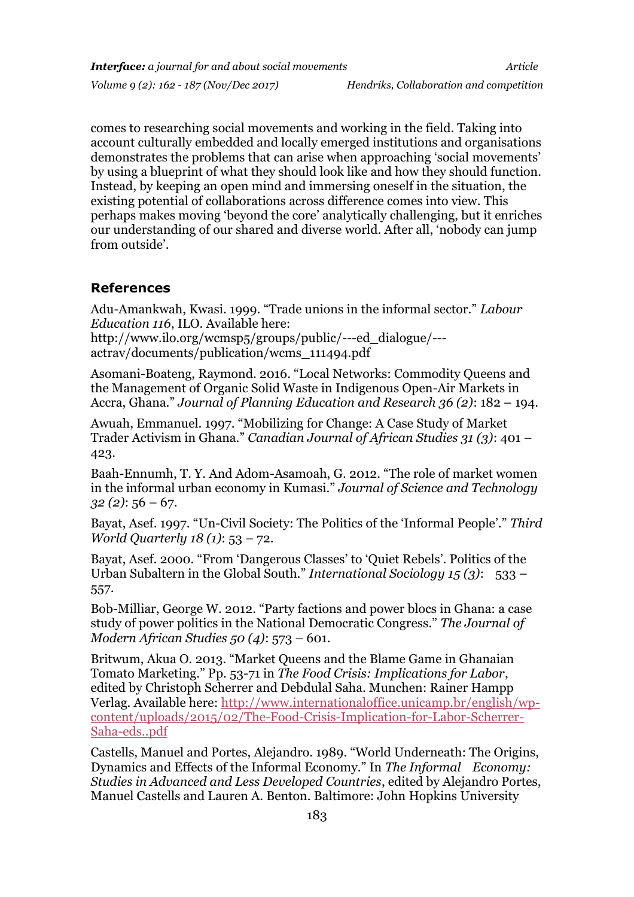comes to researching social movements and working in the field. Taking into account culturally embedded and locally emerged institutions and organisations demonstrates the problems that can arise when approaching 'social movements' by using a blueprint of what they should look like and how they should function. Instead, by keeping an open mind and immersing oneself in the situation, the existing potential of collaborations across difference comes into view. This perhaps makes moving 'beyond the core' analytically challenging, but it enriches our understanding of our shared and diverse world. After all, 'nobody can jump from outside'.

## References

Adu-Amankwah, Kwasi. 1999. "Trade unions in the informal sector." *Labour Education 116*, ILO. Available here: http://www.ilo.org/wcmsp5/groups/public/---ed_dialogue/---actrav/documents/publication/wcms_111494.pdf

Asomani-Boateng, Raymond. 2016. "Local Networks: Commodity Queens and the Management of Organic Solid Waste in Indigenous Open-Air Markets in Accra, Ghana." *Journal of Planning Education and Research 36 (2)*: 182 – 194.

Awuah, Emmanuel. 1997. "Mobilizing for Change: A Case Study of Market Trader Activism in Ghana." *Canadian Journal of African Studies 31 (3)*: 401 – 423.

Baah-Ennumh, T. Y. And Adom-Asamoah, G. 2012. "The role of market women in the informal urban economy in Kumasi." *Journal of Science and Technology 32 (2)*: 56 – 67.

Bayat, Asef. 1997. "Un-Civil Society: The Politics of the 'Informal People'." *Third World Quarterly 18 (1)*: 53 – 72.

Bayat, Asef. 2000. "From 'Dangerous Classes' to 'Quiet Rebels'. Politics of the Urban Subaltern in the Global South." *International Sociology 15 (3)*: 533 – 557.

Bob-Milliar, George W. 2012. "Party factions and power blocs in Ghana: a case study of power politics in the National Democratic Congress." *The Journal of Modern African Studies 50 (4)*: 573 – 601.

Britwum, Akua O. 2013. "Market Queens and the Blame Game in Ghanaian Tomato Marketing." Pp. 53-71 in *The Food Crisis: Implications for Labor*, edited by Christoph Scherrer and Debdulal Saha. Munchen: Rainer Hampp Verlag. Available here: http://www.internationaloffice.unicamp.br/english/wp-content/uploads/2015/02/The-Food-Crisis-Implication-for-Labor-Scherrer-Saha-eds..pdf

Castells, Manuel and Portes, Alejandro. 1989. "World Underneath: The Origins, Dynamics and Effects of the Informal Economy." In *The Informal Economy: Studies in Advanced and Less Developed Countries*, edited by Alejandro Portes, Manuel Castells and Lauren A. Benton. Baltimore: John Hopkins University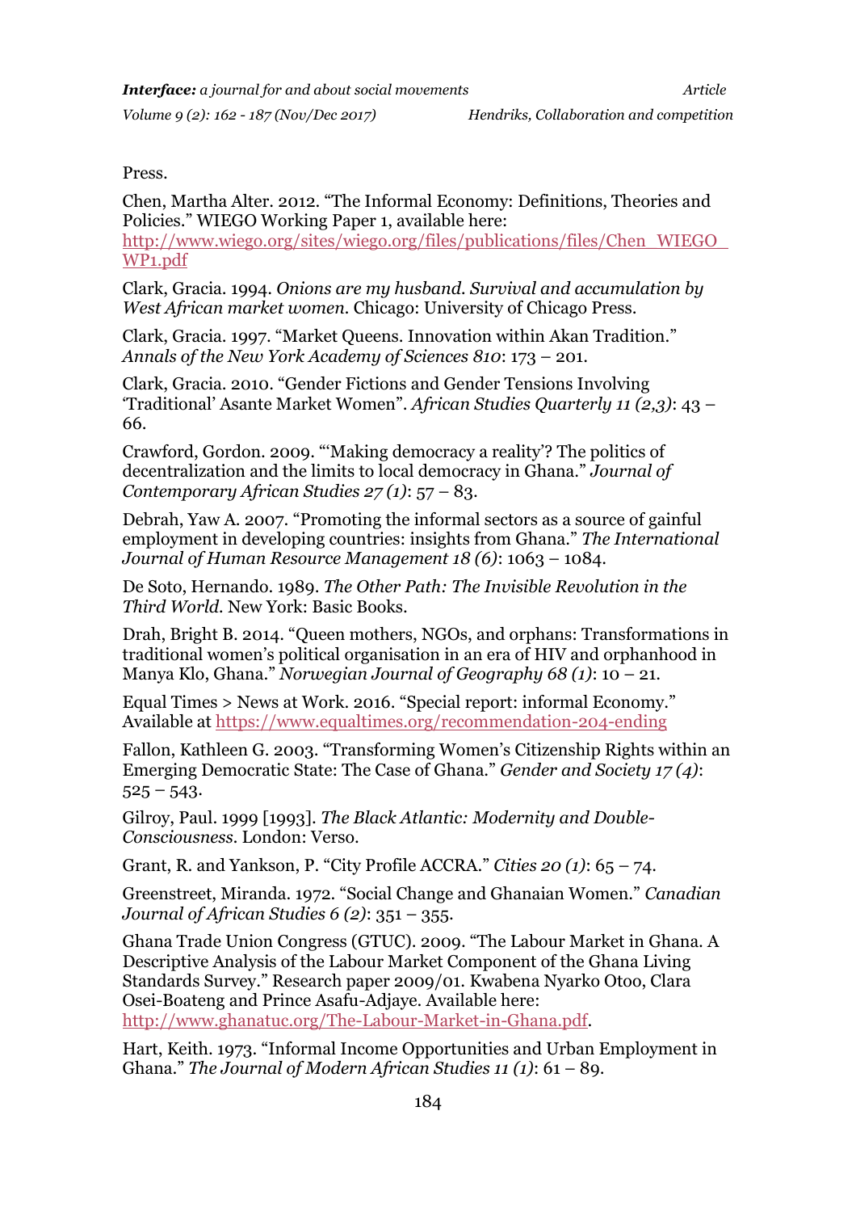Press.

Chen, Martha Alter. 2012. "The Informal Economy: Definitions, Theories and Policies." WIEGO Working Paper 1, available here: [http://www.wiego.org/sites/wiego.org/files/publications/files/Chen_WIEGO_WP1.pdf](http://www.wiego.org/sites/wiego.org/files/publications/files/Chen_WIEGO_WP1.pdf)

Clark, Gracia. 1994. *Onions are my husband. Survival and accumulation by West African market women*. Chicago: University of Chicago Press.

Clark, Gracia. 1997. "Market Queens. Innovation within Akan Tradition." *Annals of the New York Academy of Sciences 810*: 173 – 201.

Clark, Gracia. 2010. "Gender Fictions and Gender Tensions Involving 'Traditional' Asante Market Women". *African Studies Quarterly 11 (2,3)*: 43 – 66.

Crawford, Gordon. 2009. "'Making democracy a reality'? The politics of decentralization and the limits to local democracy in Ghana." *Journal of Contemporary African Studies 27 (1)*: 57 – 83.

Debrah, Yaw A. 2007. "Promoting the informal sectors as a source of gainful employment in developing countries: insights from Ghana." *The International Journal of Human Resource Management 18 (6)*: 1063 – 1084.

De Soto, Hernando. 1989. *The Other Path: The Invisible Revolution in the Third World*. New York: Basic Books.

Drah, Bright B. 2014. "Queen mothers, NGOs, and orphans: Transformations in traditional women's political organisation in an era of HIV and orphanhood in Manya Klo, Ghana." *Norwegian Journal of Geography 68 (1)*: 10 – 21.

Equal Times > News at Work. 2016. "Special report: informal Economy." Available at [https://www.equaltimes.org/recommendation-204-ending](https://www.equaltimes.org/recommendation-204-ending)

Fallon, Kathleen G. 2003. "Transforming Women's Citizenship Rights within an Emerging Democratic State: The Case of Ghana." *Gender and Society 17 (4)*: 525 – 543.

Gilroy, Paul. 1999 [1993]. *The Black Atlantic: Modernity and Double-Consciousness*. London: Verso.

Grant, R. and Yankson, P. "City Profile ACCRA." *Cities 20 (1)*: 65 – 74.

Greenstreet, Miranda. 1972. "Social Change and Ghanaian Women." *Canadian Journal of African Studies 6 (2)*: 351 – 355.

Ghana Trade Union Congress (GTUC). 2009. "The Labour Market in Ghana. A Descriptive Analysis of the Labour Market Component of the Ghana Living Standards Survey." Research paper 2009/01. Kwabena Nyarko Otoo, Clara Osei-Boateng and Prince Asafu-Adjaye. Available here: [http://www.ghanatuc.org/The-Labour-Market-in-Ghana.pdf](http://www.ghanatuc.org/The-Labour-Market-in-Ghana.pdf).

Hart, Keith. 1973. "Informal Income Opportunities and Urban Employment in Ghana." *The Journal of Modern African Studies 11 (1)*: 61 – 89.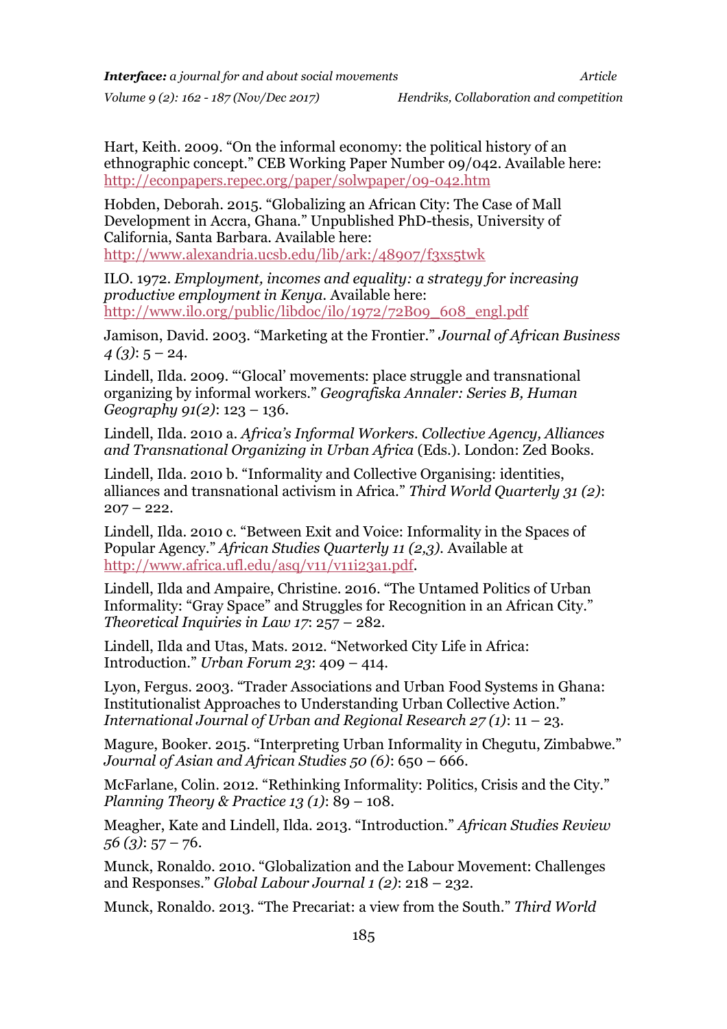Hart, Keith. 2009. "On the informal economy: the political history of an ethnographic concept." CEB Working Paper Number 09/042. Available here: http://econpapers.repec.org/paper/solwpaper/09-042.htm

Hobden, Deborah. 2015. "Globalizing an African City: The Case of Mall Development in Accra, Ghana." Unpublished PhD-thesis, University of California, Santa Barbara. Available here: http://www.alexandria.ucsb.edu/lib/ark:/48907/f3xs5twk

ILO. 1972. *Employment, incomes and equality: a strategy for increasing productive employment in Kenya*. Available here: http://www.ilo.org/public/libdoc/ilo/1972/72B09_608_engl.pdf

Jamison, David. 2003. "Marketing at the Frontier." *Journal of African Business 4 (3)*: 5 – 24.

Lindell, Ilda. 2009. "'Glocal' movements: place struggle and transnational organizing by informal workers." *Geografiska Annaler: Series B, Human Geography 91(2)*: 123 – 136.

Lindell, Ilda. 2010 a. *Africa's Informal Workers. Collective Agency, Alliances and Transnational Organizing in Urban Africa* (Eds.). London: Zed Books.

Lindell, Ilda. 2010 b. "Informality and Collective Organising: identities, alliances and transnational activism in Africa." *Third World Quarterly 31 (2)*: 207 – 222.

Lindell, Ilda. 2010 c. "Between Exit and Voice: Informality in the Spaces of Popular Agency." *African Studies Quarterly 11 (2,3)*. Available at http://www.africa.ufl.edu/asq/v11/v11i23a1.pdf.

Lindell, Ilda and Ampaire, Christine. 2016. "The Untamed Politics of Urban Informality: "Gray Space" and Struggles for Recognition in an African City." *Theoretical Inquiries in Law 17*: 257 – 282.

Lindell, Ilda and Utas, Mats. 2012. "Networked City Life in Africa: Introduction." *Urban Forum 23*: 409 – 414.

Lyon, Fergus. 2003. "Trader Associations and Urban Food Systems in Ghana: Institutionalist Approaches to Understanding Urban Collective Action." *International Journal of Urban and Regional Research 27 (1)*: 11 – 23.

Magure, Booker. 2015. "Interpreting Urban Informality in Chegutu, Zimbabwe." *Journal of Asian and African Studies 50 (6)*: 650 – 666.

McFarlane, Colin. 2012. "Rethinking Informality: Politics, Crisis and the City." *Planning Theory & Practice 13 (1)*: 89 – 108.

Meagher, Kate and Lindell, Ilda. 2013. "Introduction." *African Studies Review 56 (3)*: 57 – 76.

Munck, Ronaldo. 2010. "Globalization and the Labour Movement: Challenges and Responses." *Global Labour Journal 1 (2)*: 218 – 232.

Munck, Ronaldo. 2013. "The Precariat: a view from the South." *Third World*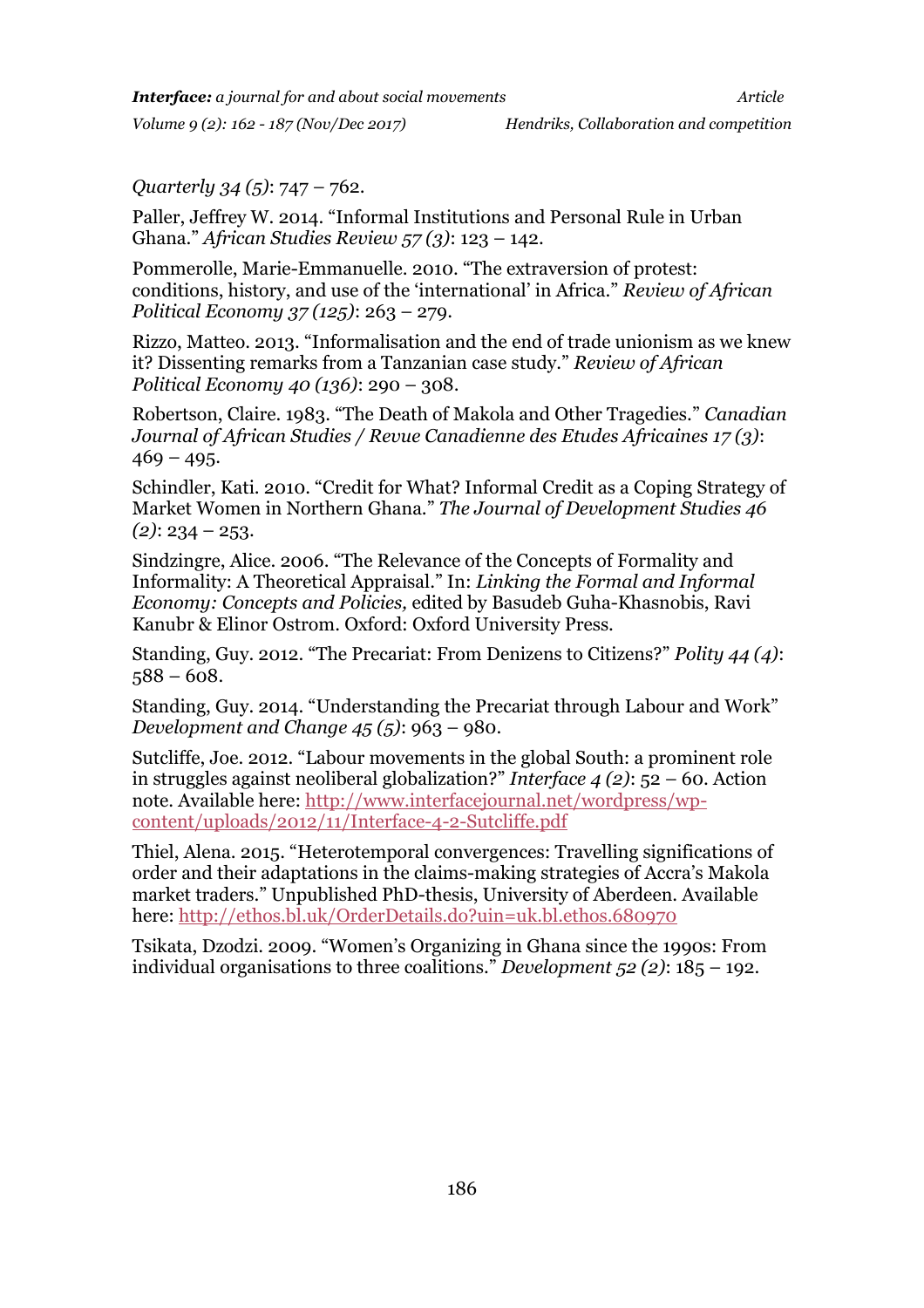*Quarterly 34 (5)*: 747 – 762.

Paller, Jeffrey W. 2014. “Informal Institutions and Personal Rule in Urban Ghana.” *African Studies Review 57 (3)*: 123 – 142.

Pommerolle, Marie-Emmanuelle. 2010. “The extraversion of protest: conditions, history, and use of the ‘international’ in Africa.” *Review of African Political Economy 37 (125)*: 263 – 279.

Rizzo, Matteo. 2013. “Informalisation and the end of trade unionism as we knew it? Dissenting remarks from a Tanzanian case study.” *Review of African Political Economy 40 (136)*: 290 – 308.

Robertson, Claire. 1983. “The Death of Makola and Other Tragedies.” *Canadian Journal of African Studies / Revue Canadienne des Etudes Africaines 17 (3)*: 469 – 495.

Schindler, Kati. 2010. “Credit for What? Informal Credit as a Coping Strategy of Market Women in Northern Ghana.” *The Journal of Development Studies 46 (2)*: 234 – 253.

Sindzingre, Alice. 2006. “The Relevance of the Concepts of Formality and Informality: A Theoretical Appraisal.” In: *Linking the Formal and Informal Economy: Concepts and Policies,* edited by Basudeb Guha-Khasnobis, Ravi Kanubr & Elinor Ostrom. Oxford: Oxford University Press.

Standing, Guy. 2012. “The Precariat: From Denizens to Citizens?” *Polity 44 (4)*: 588 – 608.

Standing, Guy. 2014. “Understanding the Precariat through Labour and Work” *Development and Change 45 (5)*: 963 – 980.

Sutcliffe, Joe. 2012. “Labour movements in the global South: a prominent role in struggles against neoliberal globalization?” *Interface 4 (2)*: 52 – 60. Action note. Available here: http://www.interfacejournal.net/wordpress/wp-content/uploads/2012/11/Interface-4-2-Sutcliffe.pdf

Thiel, Alena. 2015. “Heterotemporal convergences: Travelling significations of order and their adaptations in the claims-making strategies of Accra’s Makola market traders.” Unpublished PhD-thesis, University of Aberdeen. Available here: http://ethos.bl.uk/OrderDetails.do?uin=uk.bl.ethos.680970

Tsikata, Dzodzi. 2009. “Women’s Organizing in Ghana since the 1990s: From individual organisations to three coalitions.” *Development 52 (2)*: 185 – 192.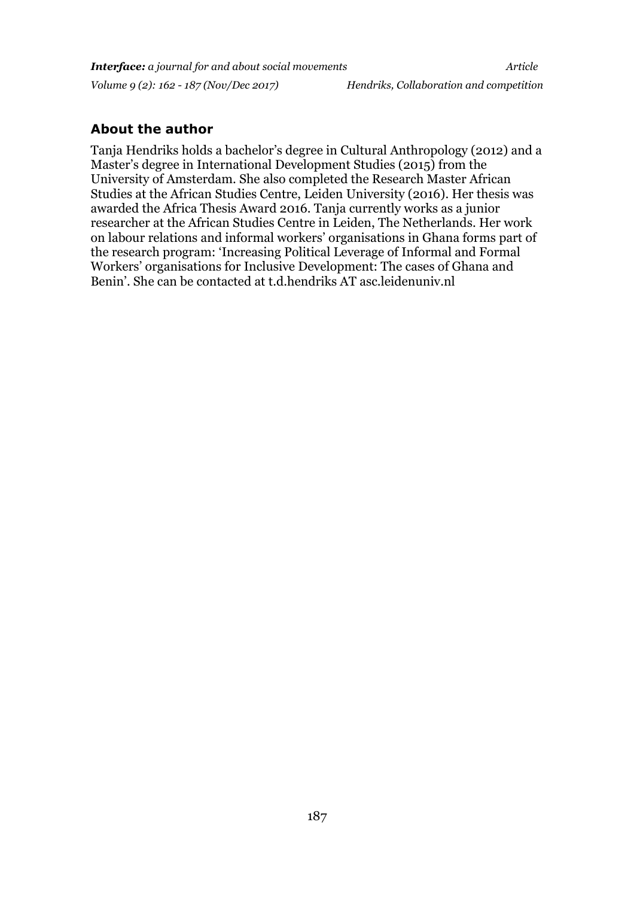## About the author

Tanja Hendriks holds a bachelor's degree in Cultural Anthropology (2012) and a Master's degree in International Development Studies (2015) from the University of Amsterdam. She also completed the Research Master African Studies at the African Studies Centre, Leiden University (2016). Her thesis was awarded the Africa Thesis Award 2016. Tanja currently works as a junior researcher at the African Studies Centre in Leiden, The Netherlands. Her work on labour relations and informal workers' organisations in Ghana forms part of the research program: 'Increasing Political Leverage of Informal and Formal Workers' organisations for Inclusive Development: The cases of Ghana and Benin'. She can be contacted at t.d.hendriks AT asc.leidenuniv.nl